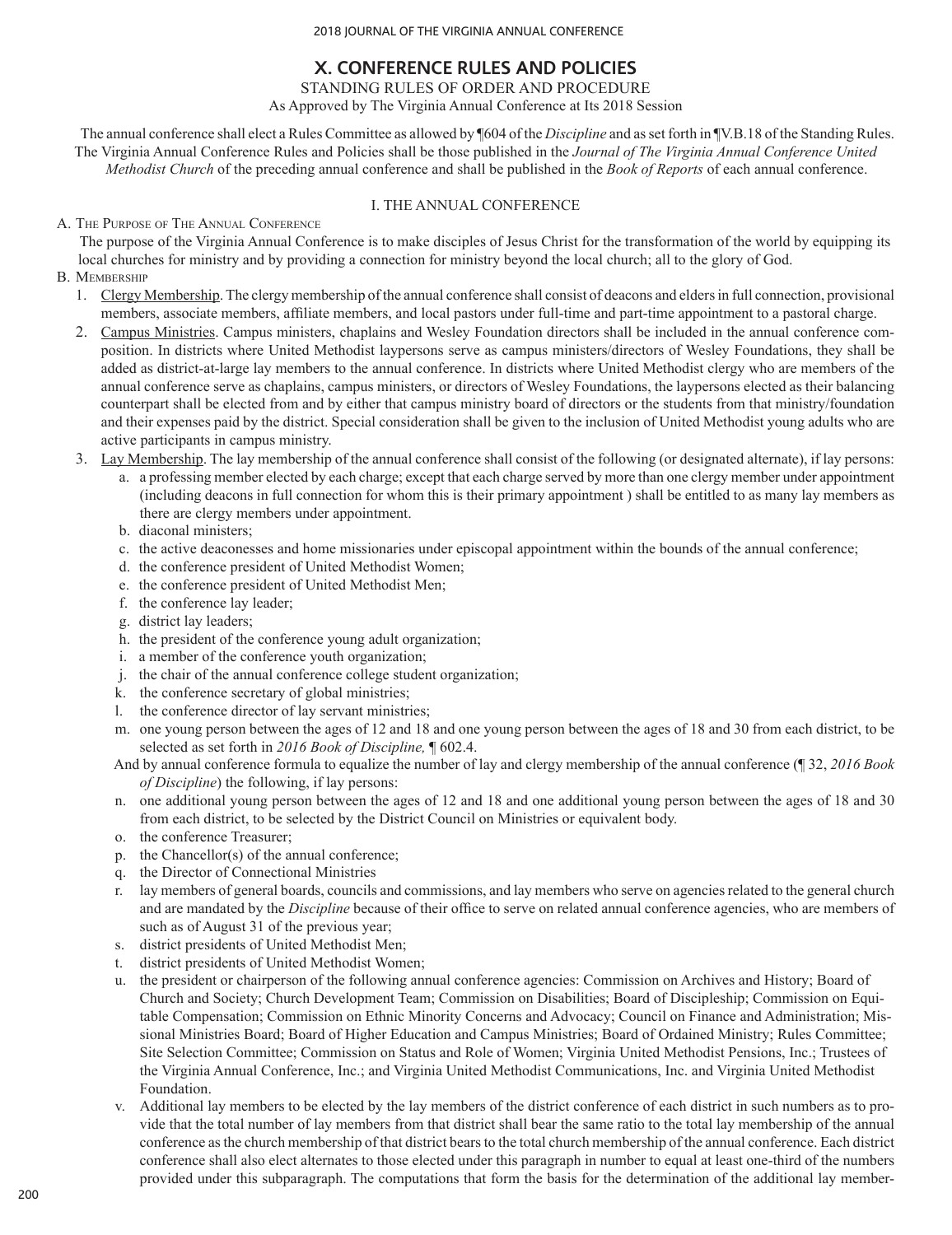# X. CONFERENCE RULES AND POLICIES

STANDING RULES OF ORDER AND PROCEDURE

As Approved by The Virginia Annual Conference at Its 2018 Session

The annual conference shall elect a Rules Committee as allowed by ¶604 of the *Discipline* and as set forth in ¶V.B.18 of the Standing Rules. The Virginia Annual Conference Rules and Policies shall be those published in the *Journal of The Virginia Annual Conference United Methodist Church* of the preceding annual conference and shall be published in the *Book of Reports* of each annual conference.

## I. THE ANNUAL CONFERENCE

A. The Purpose of The Annual Conference

The purpose of the Virginia Annual Conference is to make disciples of Jesus Christ for the transformation of the world by equipping its local churches for ministry and by providing a connection for ministry beyond the local church; all to the glory of God.

B. Membership

1. Clergy Membership. The clergy membership of the annual conference shall consist of deacons and elders in full connection, provisional members, associate members, affiliate members, and local pastors under full-time and part-time appointment to a pastoral charge.
2. Campus Ministries. Campus ministers, chaplains and Wesley Foundation directors shall be included in the annual conference composition. In districts where United Methodist laypersons serve as campus ministers/directors of Wesley Foundations, they shall be added as district-at-large lay members to the annual conference. In districts where United Methodist clergy who are members of the annual conference serve as chaplains, campus ministers, or directors of Wesley Foundations, the laypersons elected as their balancing counterpart shall be elected from and by either that campus ministry board of directors or the students from that ministry/foundation and their expenses paid by the district. Special consideration shall be given to the inclusion of United Methodist young adults who are active participants in campus ministry.
3. Lay Membership. The lay membership of the annual conference shall consist of the following (or designated alternate), if lay persons:
   a. a professing member elected by each charge; except that each charge served by more than one clergy member under appointment (including deacons in full connection for whom this is their primary appointment ) shall be entitled to as many lay members as there are clergy members under appointment.
   b. diaconal ministers;
   c. the active deaconesses and home missionaries under episcopal appointment within the bounds of the annual conference;
   d. the conference president of United Methodist Women;
   e. the conference president of United Methodist Men;
   f. the conference lay leader;
   g. district lay leaders;
   h. the president of the conference young adult organization;
   i. a member of the conference youth organization;
   j. the chair of the annual conference college student organization;
   k. the conference secretary of global ministries;
   l. the conference director of lay servant ministries;
   m. one young person between the ages of 12 and 18 and one young person between the ages of 18 and 30 from each district, to be selected as set forth in *2016 Book of Discipline,* ¶ 602.4.

   And by annual conference formula to equalize the number of lay and clergy membership of the annual conference (¶ 32, *2016 Book of Discipline*) the following, if lay persons:

   n. one additional young person between the ages of 12 and 18 and one additional young person between the ages of 18 and 30 from each district, to be selected by the District Council on Ministries or equivalent body.
   o. the conference Treasurer;
   p. the Chancellor(s) of the annual conference;
   q. the Director of Connectional Ministries
   r. lay members of general boards, councils and commissions, and lay members who serve on agencies related to the general church and are mandated by the *Discipline* because of their office to serve on related annual conference agencies, who are members of such as of August 31 of the previous year;
   s. district presidents of United Methodist Men;
   t. district presidents of United Methodist Women;
   u. the president or chairperson of the following annual conference agencies: Commission on Archives and History; Board of Church and Society; Church Development Team; Commission on Disabilities; Board of Discipleship; Commission on Equitable Compensation; Commission on Ethnic Minority Concerns and Advocacy; Council on Finance and Administration; Missional Ministries Board; Board of Higher Education and Campus Ministries; Board of Ordained Ministry; Rules Committee; Site Selection Committee; Commission on Status and Role of Women; Virginia United Methodist Pensions, Inc.; Trustees of the Virginia Annual Conference, Inc.; and Virginia United Methodist Communications, Inc. and Virginia United Methodist Foundation.
   v. Additional lay members to be elected by the lay members of the district conference of each district in such numbers as to provide that the total number of lay members from that district shall bear the same ratio to the total lay membership of the annual conference as the church membership of that district bears to the total church membership of the annual conference. Each district conference shall also elect alternates to those elected under this paragraph in number to equal at least one-third of the numbers provided under this subparagraph. The computations that form the basis for the determination of the additional lay member-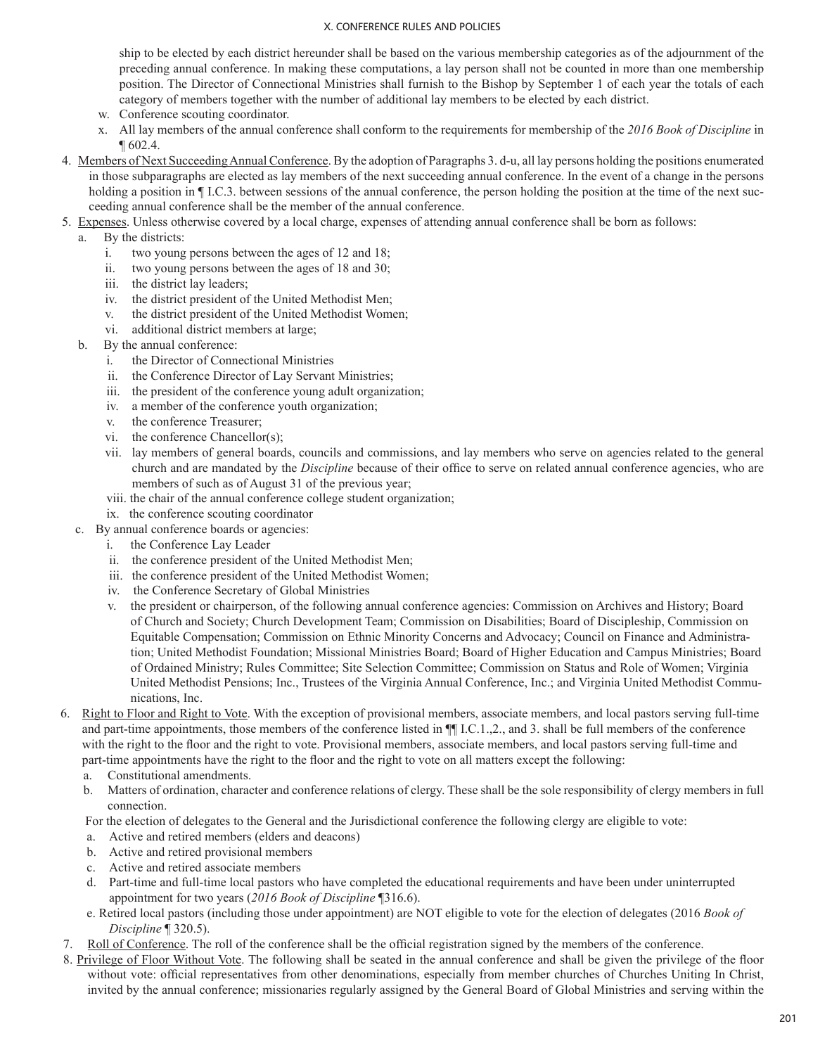ship to be elected by each district hereunder shall be based on the various membership categories as of the adjournment of the preceding annual conference. In making these computations, a lay person shall not be counted in more than one membership position. The Director of Connectional Ministries shall furnish to the Bishop by September 1 of each year the totals of each category of members together with the number of additional lay members to be elected by each district.

w. Conference scouting coordinator.

x. All lay members of the annual conference shall conform to the requirements for membership of the *2016 Book of Discipline* in ¶ 602.4.

4. Members of Next Succeeding Annual Conference. By the adoption of Paragraphs 3. d-u, all lay persons holding the positions enumerated in those subparagraphs are elected as lay members of the next succeeding annual conference. In the event of a change in the persons holding a position in ¶ I.C.3. between sessions of the annual conference, the person holding the position at the time of the next succeeding annual conference shall be the member of the annual conference.

5. Expenses. Unless otherwise covered by a local charge, expenses of attending annual conference shall be born as follows:
   a. By the districts:
      i. two young persons between the ages of 12 and 18;
      ii. two young persons between the ages of 18 and 30;
      iii. the district lay leaders;
      iv. the district president of the United Methodist Men;
      v. the district president of the United Methodist Women;
      vi. additional district members at large;
   b. By the annual conference:
      i. the Director of Connectional Ministries
      ii. the Conference Director of Lay Servant Ministries;
      iii. the president of the conference young adult organization;
      iv. a member of the conference youth organization;
      v. the conference Treasurer;
      vi. the conference Chancellor(s);
      vii. lay members of general boards, councils and commissions, and lay members who serve on agencies related to the general church and are mandated by the *Discipline* because of their office to serve on related annual conference agencies, who are members of such as of August 31 of the previous year;
      viii. the chair of the annual conference college student organization;
      ix. the conference scouting coordinator
   c. By annual conference boards or agencies:
      i. the Conference Lay Leader
      ii. the conference president of the United Methodist Men;
      iii. the conference president of the United Methodist Women;
      iv. the Conference Secretary of Global Ministries
      v. the president or chairperson, of the following annual conference agencies: Commission on Archives and History; Board of Church and Society; Church Development Team; Commission on Disabilities; Board of Discipleship, Commission on Equitable Compensation; Commission on Ethnic Minority Concerns and Advocacy; Council on Finance and Administration; United Methodist Foundation; Missional Ministries Board; Board of Higher Education and Campus Ministries; Board of Ordained Ministry; Rules Committee; Site Selection Committee; Commission on Status and Role of Women; Virginia United Methodist Pensions; Inc., Trustees of the Virginia Annual Conference, Inc.; and Virginia United Methodist Communications, Inc.

6. Right to Floor and Right to Vote. With the exception of provisional members, associate members, and local pastors serving full-time and part-time appointments, those members of the conference listed in ¶¶ I.C.1.,2., and 3. shall be full members of the conference with the right to the floor and the right to vote. Provisional members, associate members, and local pastors serving full-time and part-time appointments have the right to the floor and the right to vote on all matters except the following:
   a. Constitutional amendments.
   b. Matters of ordination, character and conference relations of clergy. These shall be the sole responsibility of clergy members in full connection.

   For the election of delegates to the General and the Jurisdictional conference the following clergy are eligible to vote:
   a. Active and retired members (elders and deacons)
   b. Active and retired provisional members
   c. Active and retired associate members
   d. Part-time and full-time local pastors who have completed the educational requirements and have been under uninterrupted appointment for two years (*2016 Book of Discipline* ¶316.6).
   e. Retired local pastors (including those under appointment) are NOT eligible to vote for the election of delegates (2016 *Book of Discipline* ¶ 320.5).

7. Roll of Conference. The roll of the conference shall be the official registration signed by the members of the conference.

8. Privilege of Floor Without Vote. The following shall be seated in the annual conference and shall be given the privilege of the floor without vote: official representatives from other denominations, especially from member churches of Churches Uniting In Christ, invited by the annual conference; missionaries regularly assigned by the General Board of Global Ministries and serving within the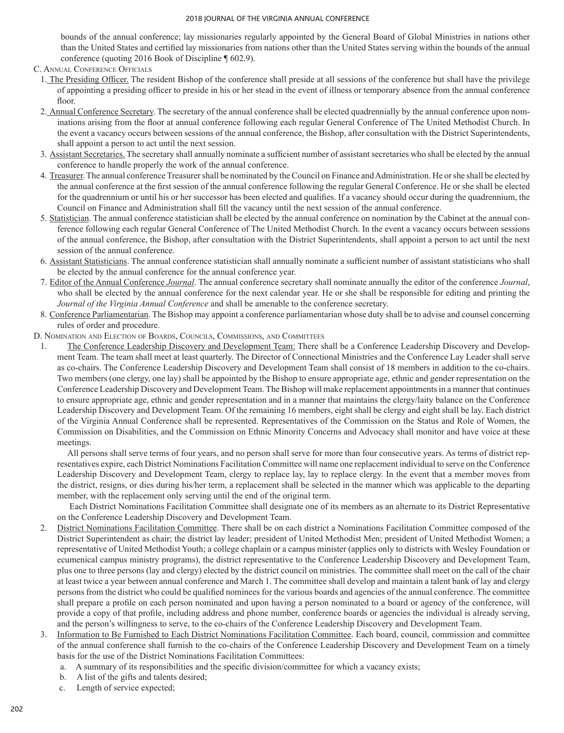bounds of the annual conference; lay missionaries regularly appointed by the General Board of Global Ministries in nations other than the United States and certified lay missionaries from nations other than the United States serving within the bounds of the annual conference (quoting 2016 Book of Discipline ¶ 602.9).

### C. Annual Conference Officials

1. The Presiding Officer. The resident Bishop of the conference shall preside at all sessions of the conference but shall have the privilege of appointing a presiding officer to preside in his or her stead in the event of illness or temporary absence from the annual conference floor.
2. Annual Conference Secretary. The secretary of the annual conference shall be elected quadrennially by the annual conference upon nominations arising from the floor at annual conference following each regular General Conference of The United Methodist Church. In the event a vacancy occurs between sessions of the annual conference, the Bishop, after consultation with the District Superintendents, shall appoint a person to act until the next session.
3. Assistant Secretaries. The secretary shall annually nominate a sufficient number of assistant secretaries who shall be elected by the annual conference to handle properly the work of the annual conference.
4. Treasurer. The annual conference Treasurer shall be nominated by the Council on Finance and Administration. He or she shall be elected by the annual conference at the first session of the annual conference following the regular General Conference. He or she shall be elected for the quadrennium or until his or her successor has been elected and qualifies. If a vacancy should occur during the quadrennium, the Council on Finance and Administration shall fill the vacancy until the next session of the annual conference.
5. Statistician. The annual conference statistician shall be elected by the annual conference on nomination by the Cabinet at the annual conference following each regular General Conference of The United Methodist Church. In the event a vacancy occurs between sessions of the annual conference, the Bishop, after consultation with the District Superintendents, shall appoint a person to act until the next session of the annual conference.
6. Assistant Statisticians. The annual conference statistician shall annually nominate a sufficient number of assistant statisticians who shall be elected by the annual conference for the annual conference year.
7. Editor of the Annual Conference *Journal*. The annual conference secretary shall nominate annually the editor of the conference *Journal*, who shall be elected by the annual conference for the next calendar year. He or she shall be responsible for editing and printing the *Journal of the Virginia Annual Conference* and shall be amenable to the conference secretary.
8. Conference Parliamentarian. The Bishop may appoint a conference parliamentarian whose duty shall be to advise and counsel concerning rules of order and procedure.

### D. Nomination and Election of Boards, Councils, Commissions, and Committees

1. The Conference Leadership Discovery and Development Team: There shall be a Conference Leadership Discovery and Development Team. The team shall meet at least quarterly. The Director of Connectional Ministries and the Conference Lay Leader shall serve as co-chairs. The Conference Leadership Discovery and Development Team shall consist of 18 members in addition to the co-chairs. Two members (one clergy, one lay) shall be appointed by the Bishop to ensure appropriate age, ethnic and gender representation on the Conference Leadership Discovery and Development Team. The Bishop will make replacement appointments in a manner that continues to ensure appropriate age, ethnic and gender representation and in a manner that maintains the clergy/laity balance on the Conference Leadership Discovery and Development Team. Of the remaining 16 members, eight shall be clergy and eight shall be lay. Each district of the Virginia Annual Conference shall be represented. Representatives of the Commission on the Status and Role of Women, the Commission on Disabilities, and the Commission on Ethnic Minority Concerns and Advocacy shall monitor and have voice at these meetings.

   All persons shall serve terms of four years, and no person shall serve for more than four consecutive years. As terms of district representatives expire, each District Nominations Facilitation Committee will name one replacement individual to serve on the Conference Leadership Discovery and Development Team, clergy to replace lay, lay to replace clergy. In the event that a member moves from the district, resigns, or dies during his/her term, a replacement shall be selected in the manner which was applicable to the departing member, with the replacement only serving until the end of the original term.

   Each District Nominations Facilitation Committee shall designate one of its members as an alternate to its District Representative on the Conference Leadership Discovery and Development Team.
2. District Nominations Facilitation Committee. There shall be on each district a Nominations Facilitation Committee composed of the District Superintendent as chair; the district lay leader; president of United Methodist Men; president of United Methodist Women; a representative of United Methodist Youth; a college chaplain or a campus minister (applies only to districts with Wesley Foundation or ecumenical campus ministry programs), the district representative to the Conference Leadership Discovery and Development Team, plus one to three persons (lay and clergy) elected by the district council on ministries. The committee shall meet on the call of the chair at least twice a year between annual conference and March 1. The committee shall develop and maintain a talent bank of lay and clergy persons from the district who could be qualified nominees for the various boards and agencies of the annual conference. The committee shall prepare a profile on each person nominated and upon having a person nominated to a board or agency of the conference, will provide a copy of that profile, including address and phone number, conference boards or agencies the individual is already serving, and the person's willingness to serve, to the co-chairs of the Conference Leadership Discovery and Development Team.
3. Information to Be Furnished to Each District Nominations Facilitation Committee. Each board, council, commission and committee of the annual conference shall furnish to the co-chairs of the Conference Leadership Discovery and Development Team on a timely basis for the use of the District Nominations Facilitation Committees:
   a. A summary of its responsibilities and the specific division/committee for which a vacancy exists;
   b. A list of the gifts and talents desired;
   c. Length of service expected;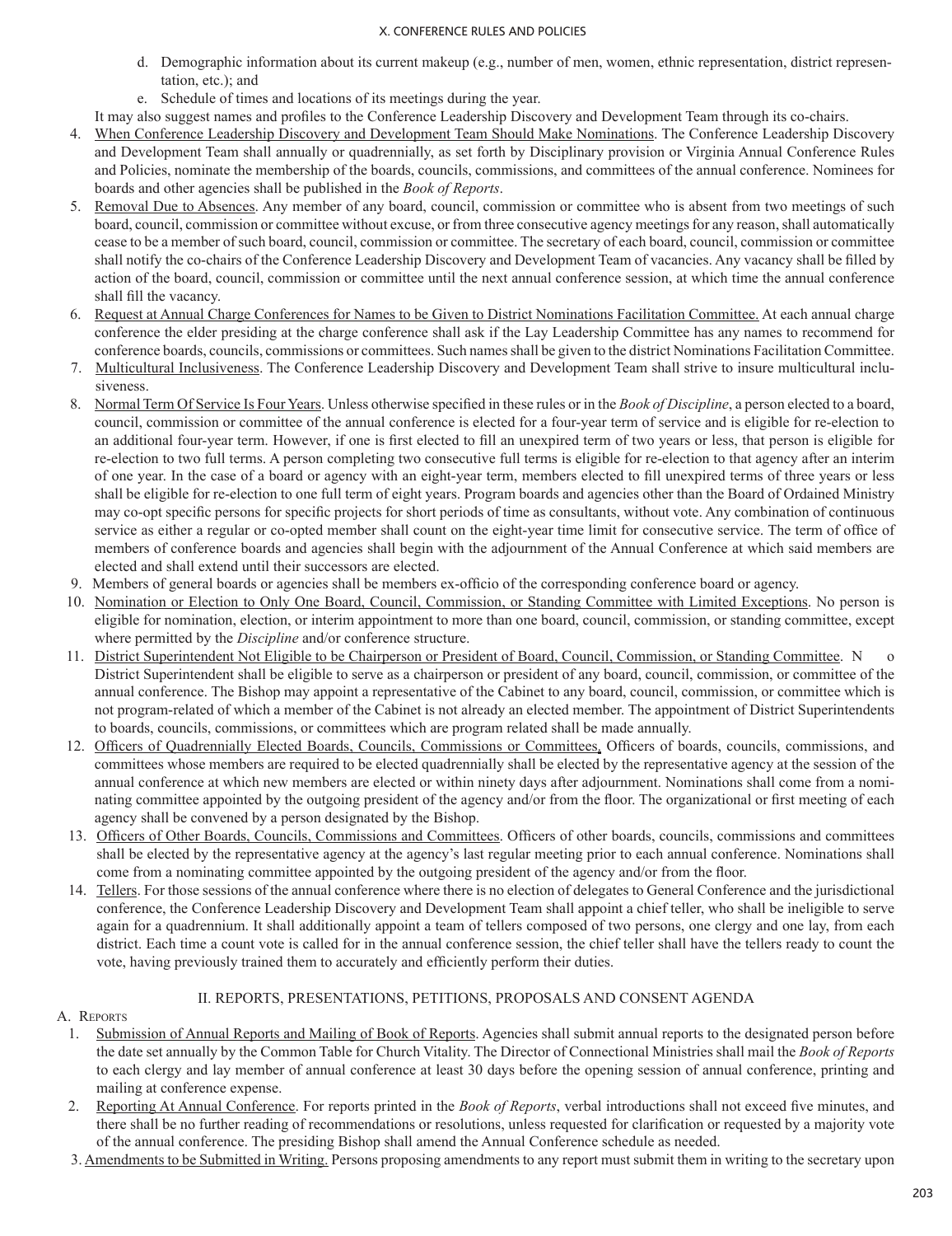d. Demographic information about its current makeup (e.g., number of men, women, ethnic representation, district representation, etc.); and

e. Schedule of times and locations of its meetings during the year.

It may also suggest names and profiles to the Conference Leadership Discovery and Development Team through its co-chairs.

4. When Conference Leadership Discovery and Development Team Should Make Nominations. The Conference Leadership Discovery and Development Team shall annually or quadrennially, as set forth by Disciplinary provision or Virginia Annual Conference Rules and Policies, nominate the membership of the boards, councils, commissions, and committees of the annual conference. Nominees for boards and other agencies shall be published in the *Book of Reports*.

5. Removal Due to Absences. Any member of any board, council, commission or committee who is absent from two meetings of such board, council, commission or committee without excuse, or from three consecutive agency meetings for any reason, shall automatically cease to be a member of such board, council, commission or committee. The secretary of each board, council, commission or committee shall notify the co-chairs of the Conference Leadership Discovery and Development Team of vacancies. Any vacancy shall be filled by action of the board, council, commission or committee until the next annual conference session, at which time the annual conference shall fill the vacancy.

6. Request at Annual Charge Conferences for Names to be Given to District Nominations Facilitation Committee. At each annual charge conference the elder presiding at the charge conference shall ask if the Lay Leadership Committee has any names to recommend for conference boards, councils, commissions or committees. Such names shall be given to the district Nominations Facilitation Committee.

7. Multicultural Inclusiveness. The Conference Leadership Discovery and Development Team shall strive to insure multicultural inclusiveness.

8. Normal Term Of Service Is Four Years. Unless otherwise specified in these rules or in the *Book of Discipline*, a person elected to a board, council, commission or committee of the annual conference is elected for a four-year term of service and is eligible for re-election to an additional four-year term. However, if one is first elected to fill an unexpired term of two years or less, that person is eligible for re-election to two full terms. A person completing two consecutive full terms is eligible for re-election to that agency after an interim of one year. In the case of a board or agency with an eight-year term, members elected to fill unexpired terms of three years or less shall be eligible for re-election to one full term of eight years. Program boards and agencies other than the Board of Ordained Ministry may co-opt specific persons for specific projects for short periods of time as consultants, without vote. Any combination of continuous service as either a regular or co-opted member shall count on the eight-year time limit for consecutive service. The term of office of members of conference boards and agencies shall begin with the adjournment of the Annual Conference at which said members are elected and shall extend until their successors are elected.

9. Members of general boards or agencies shall be members ex-officio of the corresponding conference board or agency.

10. Nomination or Election to Only One Board, Council, Commission, or Standing Committee with Limited Exceptions. No person is eligible for nomination, election, or interim appointment to more than one board, council, commission, or standing committee, except where permitted by the *Discipline* and/or conference structure.

11. District Superintendent Not Eligible to be Chairperson or President of Board, Council, Commission, or Standing Committee. No District Superintendent shall be eligible to serve as a chairperson or president of any board, council, commission, or committee of the annual conference. The Bishop may appoint a representative of the Cabinet to any board, council, commission, or committee which is not program-related of which a member of the Cabinet is not already an elected member. The appointment of District Superintendents to boards, councils, commissions, or committees which are program related shall be made annually.

12. Officers of Quadrennially Elected Boards, Councils, Commissions or Committees. Officers of boards, councils, commissions, and committees whose members are required to be elected quadrennially shall be elected by the representative agency at the session of the annual conference at which new members are elected or within ninety days after adjournment. Nominations shall come from a nominating committee appointed by the outgoing president of the agency and/or from the floor. The organizational or first meeting of each agency shall be convened by a person designated by the Bishop.

13. Officers of Other Boards, Councils, Commissions and Committees. Officers of other boards, councils, commissions and committees shall be elected by the representative agency at the agency's last regular meeting prior to each annual conference. Nominations shall come from a nominating committee appointed by the outgoing president of the agency and/or from the floor.

14. Tellers. For those sessions of the annual conference where there is no election of delegates to General Conference and the jurisdictional conference, the Conference Leadership Discovery and Development Team shall appoint a chief teller, who shall be ineligible to serve again for a quadrennium. It shall additionally appoint a team of tellers composed of two persons, one clergy and one lay, from each district. Each time a count vote is called for in the annual conference session, the chief teller shall have the tellers ready to count the vote, having previously trained them to accurately and efficiently perform their duties.

## II. REPORTS, PRESENTATIONS, PETITIONS, PROPOSALS AND CONSENT AGENDA

A. Reports

1. Submission of Annual Reports and Mailing of Book of Reports. Agencies shall submit annual reports to the designated person before the date set annually by the Common Table for Church Vitality. The Director of Connectional Ministries shall mail the *Book of Reports* to each clergy and lay member of annual conference at least 30 days before the opening session of annual conference, printing and mailing at conference expense.

2. Reporting At Annual Conference. For reports printed in the *Book of Reports*, verbal introductions shall not exceed five minutes, and there shall be no further reading of recommendations or resolutions, unless requested for clarification or requested by a majority vote of the annual conference. The presiding Bishop shall amend the Annual Conference schedule as needed.

3. Amendments to be Submitted in Writing. Persons proposing amendments to any report must submit them in writing to the secretary upon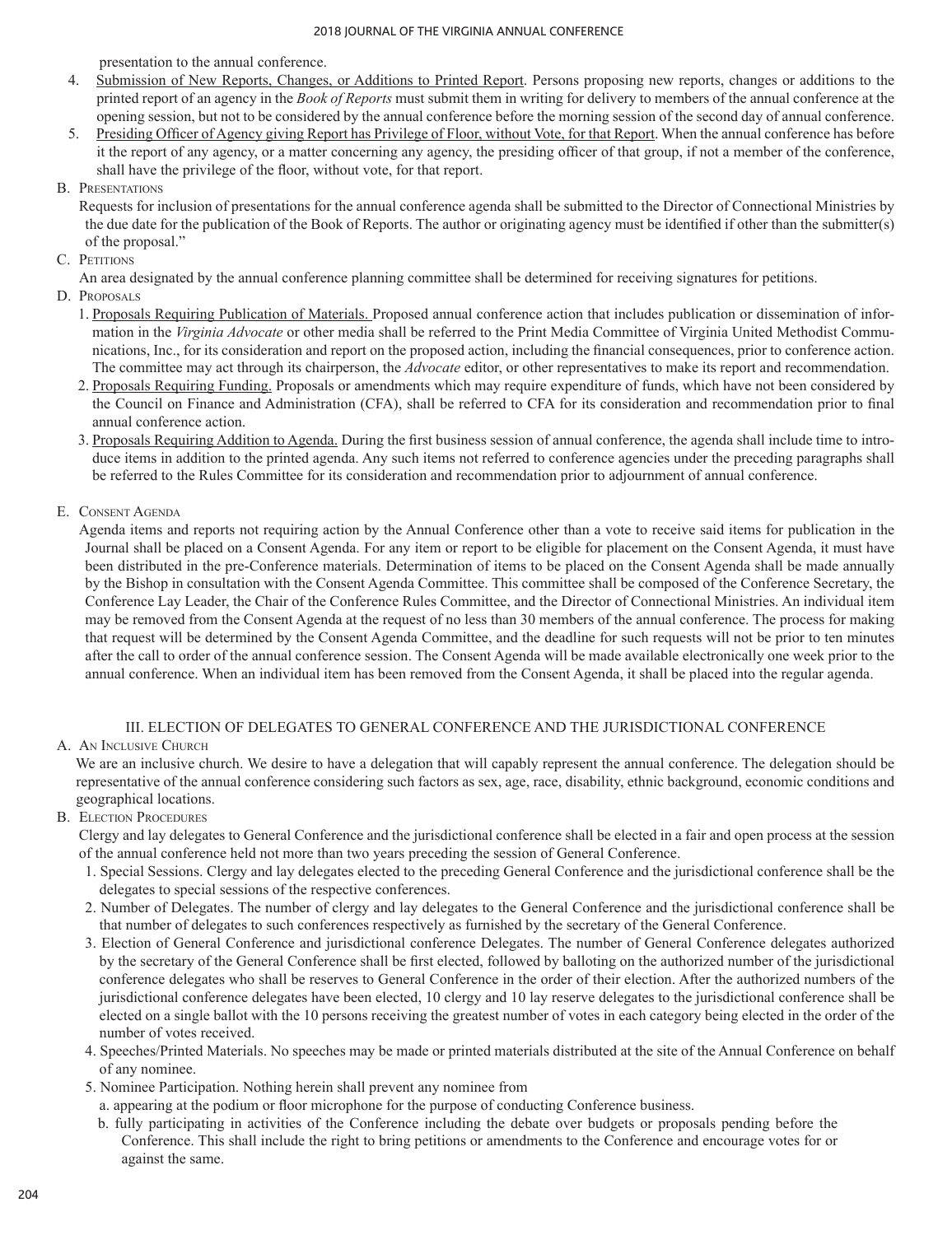presentation to the annual conference.

4. Submission of New Reports, Changes, or Additions to Printed Report. Persons proposing new reports, changes or additions to the printed report of an agency in the *Book of Reports* must submit them in writing for delivery to members of the annual conference at the opening session, but not to be considered by the annual conference before the morning session of the second day of annual conference.
5. Presiding Officer of Agency giving Report has Privilege of Floor, without Vote, for that Report. When the annual conference has before it the report of any agency, or a matter concerning any agency, the presiding officer of that group, if not a member of the conference, shall have the privilege of the floor, without vote, for that report.

B. Presentations

Requests for inclusion of presentations for the annual conference agenda shall be submitted to the Director of Connectional Ministries by the due date for the publication of the Book of Reports. The author or originating agency must be identified if other than the submitter(s) of the proposal."

C. Petitions

An area designated by the annual conference planning committee shall be determined for receiving signatures for petitions.

D. Proposals

1. Proposals Requiring Publication of Materials. Proposed annual conference action that includes publication or dissemination of information in the *Virginia Advocate* or other media shall be referred to the Print Media Committee of Virginia United Methodist Communications, Inc., for its consideration and report on the proposed action, including the financial consequences, prior to conference action. The committee may act through its chairperson, the *Advocate* editor, or other representatives to make its report and recommendation.
2. Proposals Requiring Funding. Proposals or amendments which may require expenditure of funds, which have not been considered by the Council on Finance and Administration (CFA), shall be referred to CFA for its consideration and recommendation prior to final annual conference action.
3. Proposals Requiring Addition to Agenda. During the first business session of annual conference, the agenda shall include time to introduce items in addition to the printed agenda. Any such items not referred to conference agencies under the preceding paragraphs shall be referred to the Rules Committee for its consideration and recommendation prior to adjournment of annual conference.

E. Consent Agenda

Agenda items and reports not requiring action by the Annual Conference other than a vote to receive said items for publication in the Journal shall be placed on a Consent Agenda. For any item or report to be eligible for placement on the Consent Agenda, it must have been distributed in the pre-Conference materials. Determination of items to be placed on the Consent Agenda shall be made annually by the Bishop in consultation with the Consent Agenda Committee. This committee shall be composed of the Conference Secretary, the Conference Lay Leader, the Chair of the Conference Rules Committee, and the Director of Connectional Ministries. An individual item may be removed from the Consent Agenda at the request of no less than 30 members of the annual conference. The process for making that request will be determined by the Consent Agenda Committee, and the deadline for such requests will not be prior to ten minutes after the call to order of the annual conference session. The Consent Agenda will be made available electronically one week prior to the annual conference. When an individual item has been removed from the Consent Agenda, it shall be placed into the regular agenda.

## III. ELECTION OF DELEGATES TO GENERAL CONFERENCE AND THE JURISDICTIONAL CONFERENCE

A. An Inclusive Church

We are an inclusive church. We desire to have a delegation that will capably represent the annual conference. The delegation should be representative of the annual conference considering such factors as sex, age, race, disability, ethnic background, economic conditions and geographical locations.

B. Election Procedures

Clergy and lay delegates to General Conference and the jurisdictional conference shall be elected in a fair and open process at the session of the annual conference held not more than two years preceding the session of General Conference.

1. Special Sessions. Clergy and lay delegates elected to the preceding General Conference and the jurisdictional conference shall be the delegates to special sessions of the respective conferences.
2. Number of Delegates. The number of clergy and lay delegates to the General Conference and the jurisdictional conference shall be that number of delegates to such conferences respectively as furnished by the secretary of the General Conference.
3. Election of General Conference and jurisdictional conference Delegates. The number of General Conference delegates authorized by the secretary of the General Conference shall be first elected, followed by balloting on the authorized number of the jurisdictional conference delegates who shall be reserves to General Conference in the order of their election. After the authorized numbers of the jurisdictional conference delegates have been elected, 10 clergy and 10 lay reserve delegates to the jurisdictional conference shall be elected on a single ballot with the 10 persons receiving the greatest number of votes in each category being elected in the order of the number of votes received.
4. Speeches/Printed Materials. No speeches may be made or printed materials distributed at the site of the Annual Conference on behalf of any nominee.
5. Nominee Participation. Nothing herein shall prevent any nominee from
   a. appearing at the podium or floor microphone for the purpose of conducting Conference business.
   b. fully participating in activities of the Conference including the debate over budgets or proposals pending before the Conference. This shall include the right to bring petitions or amendments to the Conference and encourage votes for or against the same.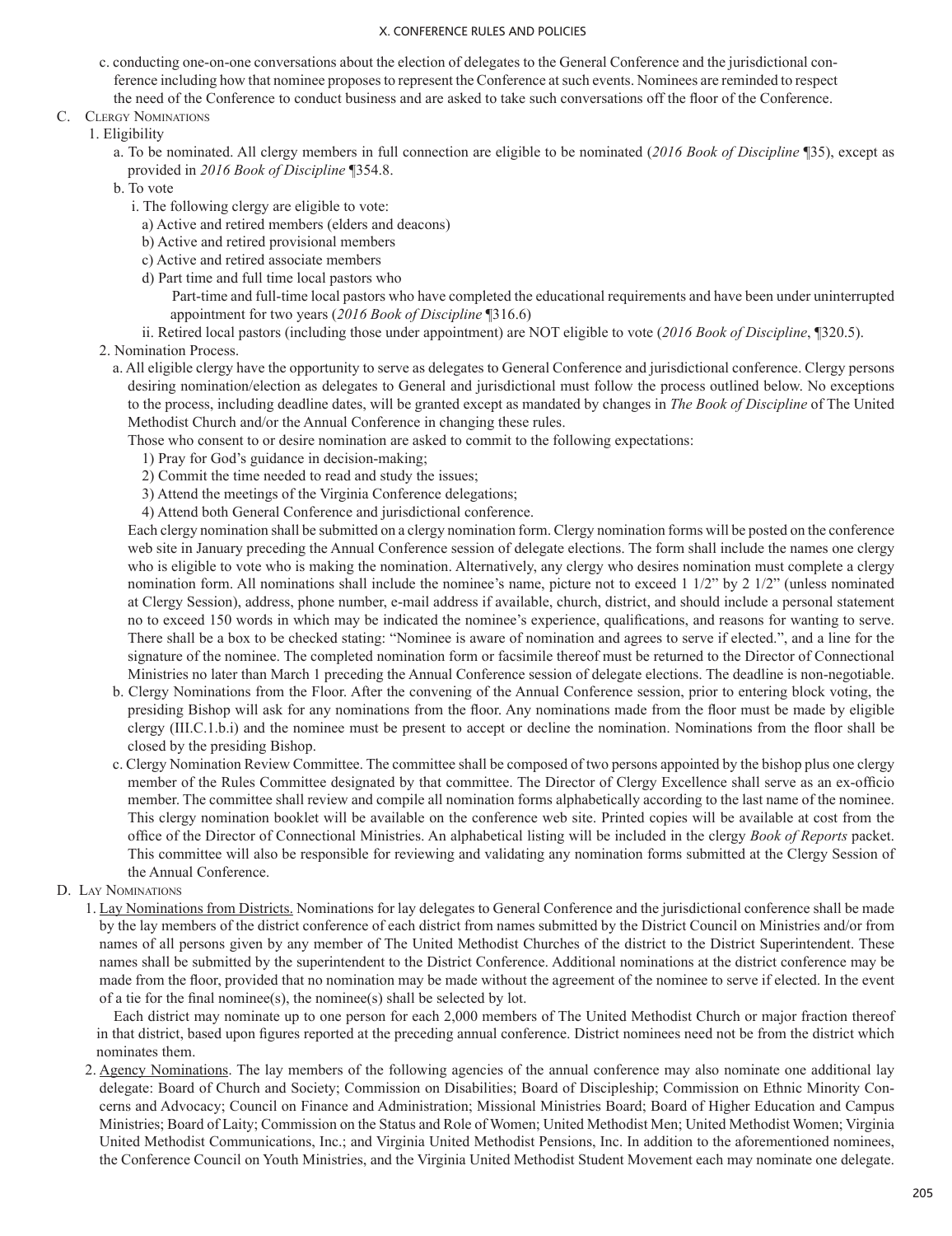c. conducting one-on-one conversations about the election of delegates to the General Conference and the jurisdictional conference including how that nominee proposes to represent the Conference at such events. Nominees are reminded to respect the need of the Conference to conduct business and are asked to take such conversations off the floor of the Conference.

C. Clergy Nominations

1. Eligibility

   a. To be nominated. All clergy members in full connection are eligible to be nominated (*2016 Book of Discipline* ¶35), except as provided in *2016 Book of Discipline* ¶354.8.

   b. To vote

      i. The following clergy are eligible to vote:

         a) Active and retired members (elders and deacons)

         b) Active and retired provisional members

         c) Active and retired associate members

         d) Part time and full time local pastors who

            Part-time and full-time local pastors who have completed the educational requirements and have been under uninterrupted appointment for two years (*2016 Book of Discipline* ¶316.6)

      ii. Retired local pastors (including those under appointment) are NOT eligible to vote (*2016 Book of Discipline*, ¶320.5).

2. Nomination Process.

   a. All eligible clergy have the opportunity to serve as delegates to General Conference and jurisdictional conference. Clergy persons desiring nomination/election as delegates to General and jurisdictional must follow the process outlined below. No exceptions to the process, including deadline dates, will be granted except as mandated by changes in *The Book of Discipline* of The United Methodist Church and/or the Annual Conference in changing these rules.

   Those who consent to or desire nomination are asked to commit to the following expectations:

      1) Pray for God's guidance in decision-making;

      2) Commit the time needed to read and study the issues;

      3) Attend the meetings of the Virginia Conference delegations;

      4) Attend both General Conference and jurisdictional conference.

   Each clergy nomination shall be submitted on a clergy nomination form. Clergy nomination forms will be posted on the conference web site in January preceding the Annual Conference session of delegate elections. The form shall include the names one clergy who is eligible to vote who is making the nomination. Alternatively, any clergy who desires nomination must complete a clergy nomination form. All nominations shall include the nominee's name, picture not to exceed 1 1/2" by 2 1/2" (unless nominated at Clergy Session), address, phone number, e-mail address if available, church, district, and should include a personal statement no to exceed 150 words in which may be indicated the nominee's experience, qualifications, and reasons for wanting to serve. There shall be a box to be checked stating: "Nominee is aware of nomination and agrees to serve if elected.", and a line for the signature of the nominee. The completed nomination form or facsimile thereof must be returned to the Director of Connectional Ministries no later than March 1 preceding the Annual Conference session of delegate elections. The deadline is non-negotiable.

   b. Clergy Nominations from the Floor. After the convening of the Annual Conference session, prior to entering block voting, the presiding Bishop will ask for any nominations from the floor. Any nominations made from the floor must be made by eligible clergy (III.C.1.b.i) and the nominee must be present to accept or decline the nomination. Nominations from the floor shall be closed by the presiding Bishop.

   c. Clergy Nomination Review Committee. The committee shall be composed of two persons appointed by the bishop plus one clergy member of the Rules Committee designated by that committee. The Director of Clergy Excellence shall serve as an ex-officio member. The committee shall review and compile all nomination forms alphabetically according to the last name of the nominee. This clergy nomination booklet will be available on the conference web site. Printed copies will be available at cost from the office of the Director of Connectional Ministries. An alphabetical listing will be included in the clergy *Book of Reports* packet. This committee will also be responsible for reviewing and validating any nomination forms submitted at the Clergy Session of the Annual Conference.

D. Lay Nominations

1. Lay Nominations from Districts. Nominations for lay delegates to General Conference and the jurisdictional conference shall be made by the lay members of the district conference of each district from names submitted by the District Council on Ministries and/or from names of all persons given by any member of The United Methodist Churches of the district to the District Superintendent. These names shall be submitted by the superintendent to the District Conference. Additional nominations at the district conference may be made from the floor, provided that no nomination may be made without the agreement of the nominee to serve if elected. In the event of a tie for the final nominee(s), the nominee(s) shall be selected by lot.

   Each district may nominate up to one person for each 2,000 members of The United Methodist Church or major fraction thereof in that district, based upon figures reported at the preceding annual conference. District nominees need not be from the district which nominates them.

2. Agency Nominations. The lay members of the following agencies of the annual conference may also nominate one additional lay delegate: Board of Church and Society; Commission on Disabilities; Board of Discipleship; Commission on Ethnic Minority Concerns and Advocacy; Council on Finance and Administration; Missional Ministries Board; Board of Higher Education and Campus Ministries; Board of Laity; Commission on the Status and Role of Women; United Methodist Men; United Methodist Women; Virginia United Methodist Communications, Inc.; and Virginia United Methodist Pensions, Inc. In addition to the aforementioned nominees, the Conference Council on Youth Ministries, and the Virginia United Methodist Student Movement each may nominate one delegate.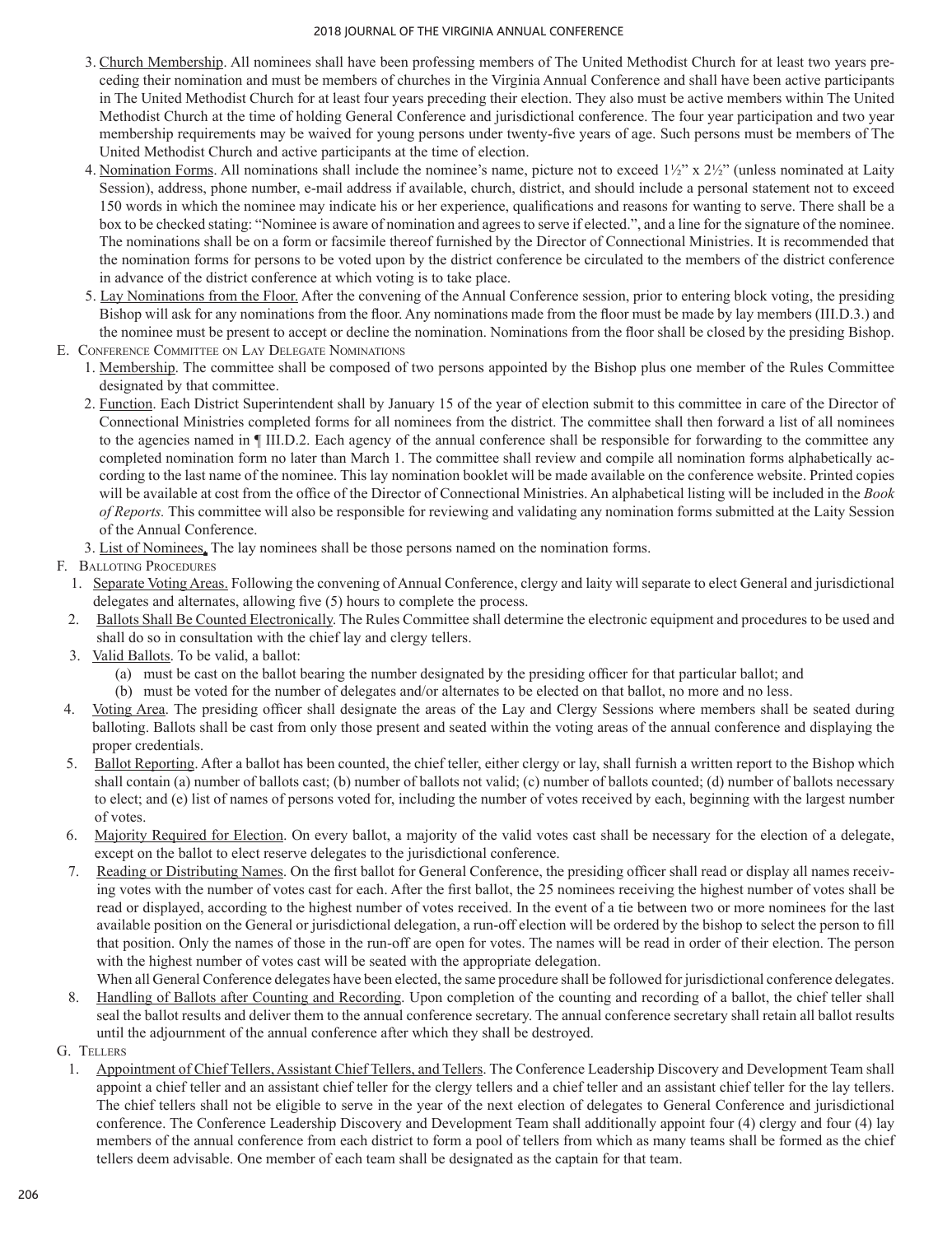3. Church Membership. All nominees shall have been professing members of The United Methodist Church for at least two years preceding their nomination and must be members of churches in the Virginia Annual Conference and shall have been active participants in The United Methodist Church for at least four years preceding their election. They also must be active members within The United Methodist Church at the time of holding General Conference and jurisdictional conference. The four year participation and two year membership requirements may be waived for young persons under twenty-five years of age. Such persons must be members of The United Methodist Church and active participants at the time of election.
4. Nomination Forms. All nominations shall include the nominee's name, picture not to exceed 1½" x 2½" (unless nominated at Laity Session), address, phone number, e-mail address if available, church, district, and should include a personal statement not to exceed 150 words in which the nominee may indicate his or her experience, qualifications and reasons for wanting to serve. There shall be a box to be checked stating: "Nominee is aware of nomination and agrees to serve if elected.", and a line for the signature of the nominee. The nominations shall be on a form or facsimile thereof furnished by the Director of Connectional Ministries. It is recommended that the nomination forms for persons to be voted upon by the district conference be circulated to the members of the district conference in advance of the district conference at which voting is to take place.
5. Lay Nominations from the Floor. After the convening of the Annual Conference session, prior to entering block voting, the presiding Bishop will ask for any nominations from the floor. Any nominations made from the floor must be made by lay members (III.D.3.) and the nominee must be present to accept or decline the nomination. Nominations from the floor shall be closed by the presiding Bishop.

E. Conference Committee on Lay Delegate Nominations

1. Membership. The committee shall be composed of two persons appointed by the Bishop plus one member of the Rules Committee designated by that committee.
2. Function. Each District Superintendent shall by January 15 of the year of election submit to this committee in care of the Director of Connectional Ministries completed forms for all nominees from the district. The committee shall then forward a list of all nominees to the agencies named in ¶ III.D.2. Each agency of the annual conference shall be responsible for forwarding to the committee any completed nomination form no later than March 1. The committee shall review and compile all nomination forms alphabetically according to the last name of the nominee. This lay nomination booklet will be made available on the conference website. Printed copies will be available at cost from the office of the Director of Connectional Ministries. An alphabetical listing will be included in the *Book of Reports.* This committee will also be responsible for reviewing and validating any nomination forms submitted at the Laity Session of the Annual Conference.
3. List of Nominees. The lay nominees shall be those persons named on the nomination forms.

F. Balloting Procedures

1. Separate Voting Areas. Following the convening of Annual Conference, clergy and laity will separate to elect General and jurisdictional delegates and alternates, allowing five (5) hours to complete the process.
2. Ballots Shall Be Counted Electronically. The Rules Committee shall determine the electronic equipment and procedures to be used and shall do so in consultation with the chief lay and clergy tellers.
3. Valid Ballots. To be valid, a ballot:
   (a) must be cast on the ballot bearing the number designated by the presiding officer for that particular ballot; and
   (b) must be voted for the number of delegates and/or alternates to be elected on that ballot, no more and no less.
4. Voting Area. The presiding officer shall designate the areas of the Lay and Clergy Sessions where members shall be seated during balloting. Ballots shall be cast from only those present and seated within the voting areas of the annual conference and displaying the proper credentials.
5. Ballot Reporting. After a ballot has been counted, the chief teller, either clergy or lay, shall furnish a written report to the Bishop which shall contain (a) number of ballots cast; (b) number of ballots not valid; (c) number of ballots counted; (d) number of ballots necessary to elect; and (e) list of names of persons voted for, including the number of votes received by each, beginning with the largest number of votes.
6. Majority Required for Election. On every ballot, a majority of the valid votes cast shall be necessary for the election of a delegate, except on the ballot to elect reserve delegates to the jurisdictional conference.
7. Reading or Distributing Names. On the first ballot for General Conference, the presiding officer shall read or display all names receiving votes with the number of votes cast for each. After the first ballot, the 25 nominees receiving the highest number of votes shall be read or displayed, according to the highest number of votes received. In the event of a tie between two or more nominees for the last available position on the General or jurisdictional delegation, a run-off election will be ordered by the bishop to select the person to fill that position. Only the names of those in the run-off are open for votes. The names will be read in order of their election. The person with the highest number of votes cast will be seated with the appropriate delegation.

   When all General Conference delegates have been elected, the same procedure shall be followed for jurisdictional conference delegates.
8. Handling of Ballots after Counting and Recording. Upon completion of the counting and recording of a ballot, the chief teller shall seal the ballot results and deliver them to the annual conference secretary. The annual conference secretary shall retain all ballot results until the adjournment of the annual conference after which they shall be destroyed.

G. Tellers

1. Appointment of Chief Tellers, Assistant Chief Tellers, and Tellers. The Conference Leadership Discovery and Development Team shall appoint a chief teller and an assistant chief teller for the clergy tellers and a chief teller and an assistant chief teller for the lay tellers. The chief tellers shall not be eligible to serve in the year of the next election of delegates to General Conference and jurisdictional conference. The Conference Leadership Discovery and Development Team shall additionally appoint four (4) clergy and four (4) lay members of the annual conference from each district to form a pool of tellers from which as many teams shall be formed as the chief tellers deem advisable. One member of each team shall be designated as the captain for that team.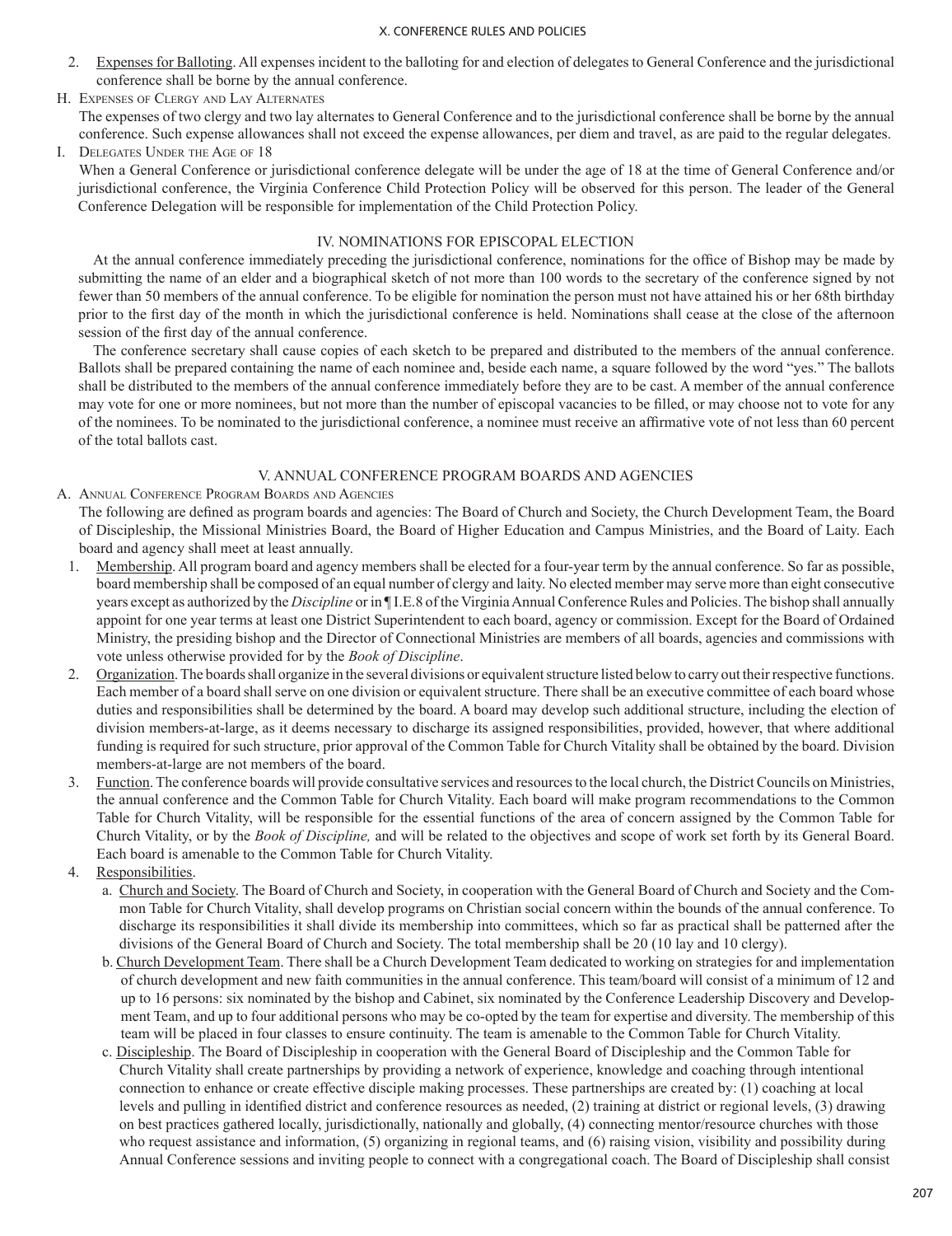2. Expenses for Balloting. All expenses incident to the balloting for and election of delegates to General Conference and the jurisdictional conference shall be borne by the annual conference.

H. Expenses of Clergy and Lay Alternates

The expenses of two clergy and two lay alternates to General Conference and to the jurisdictional conference shall be borne by the annual conference. Such expense allowances shall not exceed the expense allowances, per diem and travel, as are paid to the regular delegates.

I. Delegates Under the Age of 18

When a General Conference or jurisdictional conference delegate will be under the age of 18 at the time of General Conference and/or jurisdictional conference, the Virginia Conference Child Protection Policy will be observed for this person. The leader of the General Conference Delegation will be responsible for implementation of the Child Protection Policy.

## IV. NOMINATIONS FOR EPISCOPAL ELECTION

At the annual conference immediately preceding the jurisdictional conference, nominations for the office of Bishop may be made by submitting the name of an elder and a biographical sketch of not more than 100 words to the secretary of the conference signed by not fewer than 50 members of the annual conference. To be eligible for nomination the person must not have attained his or her 68th birthday prior to the first day of the month in which the jurisdictional conference is held. Nominations shall cease at the close of the afternoon session of the first day of the annual conference.

The conference secretary shall cause copies of each sketch to be prepared and distributed to the members of the annual conference. Ballots shall be prepared containing the name of each nominee and, beside each name, a square followed by the word "yes." The ballots shall be distributed to the members of the annual conference immediately before they are to be cast. A member of the annual conference may vote for one or more nominees, but not more than the number of episcopal vacancies to be filled, or may choose not to vote for any of the nominees. To be nominated to the jurisdictional conference, a nominee must receive an affirmative vote of not less than 60 percent of the total ballots cast.

## V. ANNUAL CONFERENCE PROGRAM BOARDS AND AGENCIES

A. Annual Conference Program Boards and Agencies

The following are defined as program boards and agencies: The Board of Church and Society, the Church Development Team, the Board of Discipleship, the Missional Ministries Board, the Board of Higher Education and Campus Ministries, and the Board of Laity. Each board and agency shall meet at least annually.

1. Membership. All program board and agency members shall be elected for a four-year term by the annual conference. So far as possible, board membership shall be composed of an equal number of clergy and laity. No elected member may serve more than eight consecutive years except as authorized by the *Discipline* or in ¶ I.E.8 of the Virginia Annual Conference Rules and Policies. The bishop shall annually appoint for one year terms at least one District Superintendent to each board, agency or commission. Except for the Board of Ordained Ministry, the presiding bishop and the Director of Connectional Ministries are members of all boards, agencies and commissions with vote unless otherwise provided for by the *Book of Discipline*.
2. Organization. The boards shall organize in the several divisions or equivalent structure listed below to carry out their respective functions. Each member of a board shall serve on one division or equivalent structure. There shall be an executive committee of each board whose duties and responsibilities shall be determined by the board. A board may develop such additional structure, including the election of division members-at-large, as it deems necessary to discharge its assigned responsibilities, provided, however, that where additional funding is required for such structure, prior approval of the Common Table for Church Vitality shall be obtained by the board. Division members-at-large are not members of the board.
3. Function. The conference boards will provide consultative services and resources to the local church, the District Councils on Ministries, the annual conference and the Common Table for Church Vitality. Each board will make program recommendations to the Common Table for Church Vitality, will be responsible for the essential functions of the area of concern assigned by the Common Table for Church Vitality, or by the *Book of Discipline,* and will be related to the objectives and scope of work set forth by its General Board. Each board is amenable to the Common Table for Church Vitality.
4. Responsibilities.
   a. Church and Society. The Board of Church and Society, in cooperation with the General Board of Church and Society and the Common Table for Church Vitality, shall develop programs on Christian social concern within the bounds of the annual conference. To discharge its responsibilities it shall divide its membership into committees, which so far as practical shall be patterned after the divisions of the General Board of Church and Society. The total membership shall be 20 (10 lay and 10 clergy).
   b. Church Development Team. There shall be a Church Development Team dedicated to working on strategies for and implementation of church development and new faith communities in the annual conference. This team/board will consist of a minimum of 12 and up to 16 persons: six nominated by the bishop and Cabinet, six nominated by the Conference Leadership Discovery and Development Team, and up to four additional persons who may be co-opted by the team for expertise and diversity. The membership of this team will be placed in four classes to ensure continuity. The team is amenable to the Common Table for Church Vitality.
   c. Discipleship. The Board of Discipleship in cooperation with the General Board of Discipleship and the Common Table for Church Vitality shall create partnerships by providing a network of experience, knowledge and coaching through intentional connection to enhance or create effective disciple making processes. These partnerships are created by: (1) coaching at local levels and pulling in identified district and conference resources as needed, (2) training at district or regional levels, (3) drawing on best practices gathered locally, jurisdictionally, nationally and globally, (4) connecting mentor/resource churches with those who request assistance and information, (5) organizing in regional teams, and (6) raising vision, visibility and possibility during Annual Conference sessions and inviting people to connect with a congregational coach. The Board of Discipleship shall consist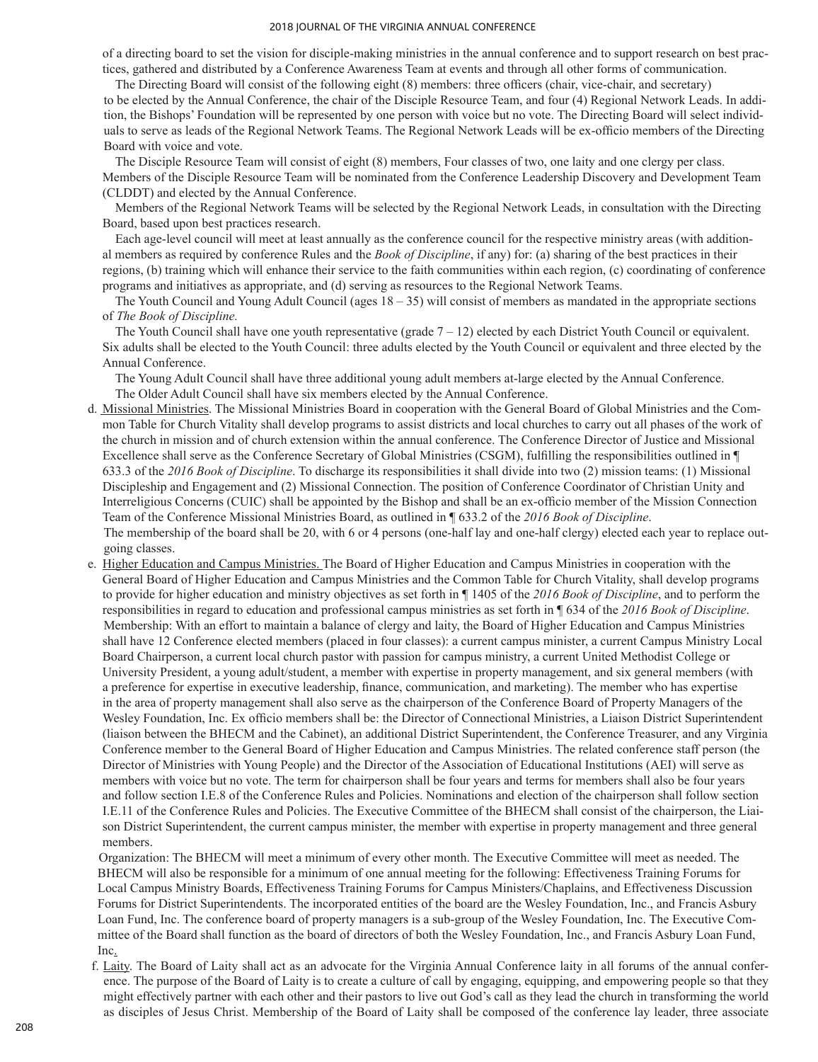of a directing board to set the vision for disciple-making ministries in the annual conference and to support research on best practices, gathered and distributed by a Conference Awareness Team at events and through all other forms of communication.

The Directing Board will consist of the following eight (8) members: three officers (chair, vice-chair, and secretary) to be elected by the Annual Conference, the chair of the Disciple Resource Team, and four (4) Regional Network Leads. In addition, the Bishops' Foundation will be represented by one person with voice but no vote. The Directing Board will select individuals to serve as leads of the Regional Network Teams. The Regional Network Leads will be ex-officio members of the Directing Board with voice and vote.

The Disciple Resource Team will consist of eight (8) members, Four classes of two, one laity and one clergy per class. Members of the Disciple Resource Team will be nominated from the Conference Leadership Discovery and Development Team (CLDDT) and elected by the Annual Conference.

Members of the Regional Network Teams will be selected by the Regional Network Leads, in consultation with the Directing Board, based upon best practices research.

Each age-level council will meet at least annually as the conference council for the respective ministry areas (with additional members as required by conference Rules and the *Book of Discipline*, if any) for: (a) sharing of the best practices in their regions, (b) training which will enhance their service to the faith communities within each region, (c) coordinating of conference programs and initiatives as appropriate, and (d) serving as resources to the Regional Network Teams.

The Youth Council and Young Adult Council (ages 18 – 35) will consist of members as mandated in the appropriate sections of *The Book of Discipline.*

The Youth Council shall have one youth representative (grade 7 – 12) elected by each District Youth Council or equivalent. Six adults shall be elected to the Youth Council: three adults elected by the Youth Council or equivalent and three elected by the Annual Conference.

The Young Adult Council shall have three additional young adult members at-large elected by the Annual Conference.

The Older Adult Council shall have six members elected by the Annual Conference.

d. Missional Ministries. The Missional Ministries Board in cooperation with the General Board of Global Ministries and the Common Table for Church Vitality shall develop programs to assist districts and local churches to carry out all phases of the work of the church in mission and of church extension within the annual conference. The Conference Director of Justice and Missional Excellence shall serve as the Conference Secretary of Global Ministries (CSGM), fulfilling the responsibilities outlined in ¶ 633.3 of the *2016 Book of Discipline*. To discharge its responsibilities it shall divide into two (2) mission teams: (1) Missional Discipleship and Engagement and (2) Missional Connection. The position of Conference Coordinator of Christian Unity and Interreligious Concerns (CUIC) shall be appointed by the Bishop and shall be an ex-officio member of the Mission Connection Team of the Conference Missional Ministries Board, as outlined in ¶ 633.2 of the *2016 Book of Discipline*.

The membership of the board shall be 20, with 6 or 4 persons (one-half lay and one-half clergy) elected each year to replace outgoing classes.

e. Higher Education and Campus Ministries. The Board of Higher Education and Campus Ministries in cooperation with the General Board of Higher Education and Campus Ministries and the Common Table for Church Vitality, shall develop programs to provide for higher education and ministry objectives as set forth in ¶ 1405 of the *2016 Book of Discipline*, and to perform the responsibilities in regard to education and professional campus ministries as set forth in ¶ 634 of the *2016 Book of Discipline*.

Membership: With an effort to maintain a balance of clergy and laity, the Board of Higher Education and Campus Ministries shall have 12 Conference elected members (placed in four classes): a current campus minister, a current Campus Ministry Local Board Chairperson, a current local church pastor with passion for campus ministry, a current United Methodist College or University President, a young adult/student, a member with expertise in property management, and six general members (with a preference for expertise in executive leadership, finance, communication, and marketing). The member who has expertise in the area of property management shall also serve as the chairperson of the Conference Board of Property Managers of the Wesley Foundation, Inc. Ex officio members shall be: the Director of Connectional Ministries, a Liaison District Superintendent (liaison between the BHECM and the Cabinet), an additional District Superintendent, the Conference Treasurer, and any Virginia Conference member to the General Board of Higher Education and Campus Ministries. The related conference staff person (the Director of Ministries with Young People) and the Director of the Association of Educational Institutions (AEI) will serve as members with voice but no vote. The term for chairperson shall be four years and terms for members shall also be four years and follow section I.E.8 of the Conference Rules and Policies. Nominations and election of the chairperson shall follow section I.E.11 of the Conference Rules and Policies. The Executive Committee of the BHECM shall consist of the chairperson, the Liaison District Superintendent, the current campus minister, the member with expertise in property management and three general members.

Organization: The BHECM will meet a minimum of every other month. The Executive Committee will meet as needed. The BHECM will also be responsible for a minimum of one annual meeting for the following: Effectiveness Training Forums for Local Campus Ministry Boards, Effectiveness Training Forums for Campus Ministers/Chaplains, and Effectiveness Discussion Forums for District Superintendents. The incorporated entities of the board are the Wesley Foundation, Inc., and Francis Asbury Loan Fund, Inc. The conference board of property managers is a sub-group of the Wesley Foundation, Inc. The Executive Committee of the Board shall function as the board of directors of both the Wesley Foundation, Inc., and Francis Asbury Loan Fund, Inc.

f. Laity. The Board of Laity shall act as an advocate for the Virginia Annual Conference laity in all forums of the annual conference. The purpose of the Board of Laity is to create a culture of call by engaging, equipping, and empowering people so that they might effectively partner with each other and their pastors to live out God's call as they lead the church in transforming the world as disciples of Jesus Christ. Membership of the Board of Laity shall be composed of the conference lay leader, three associate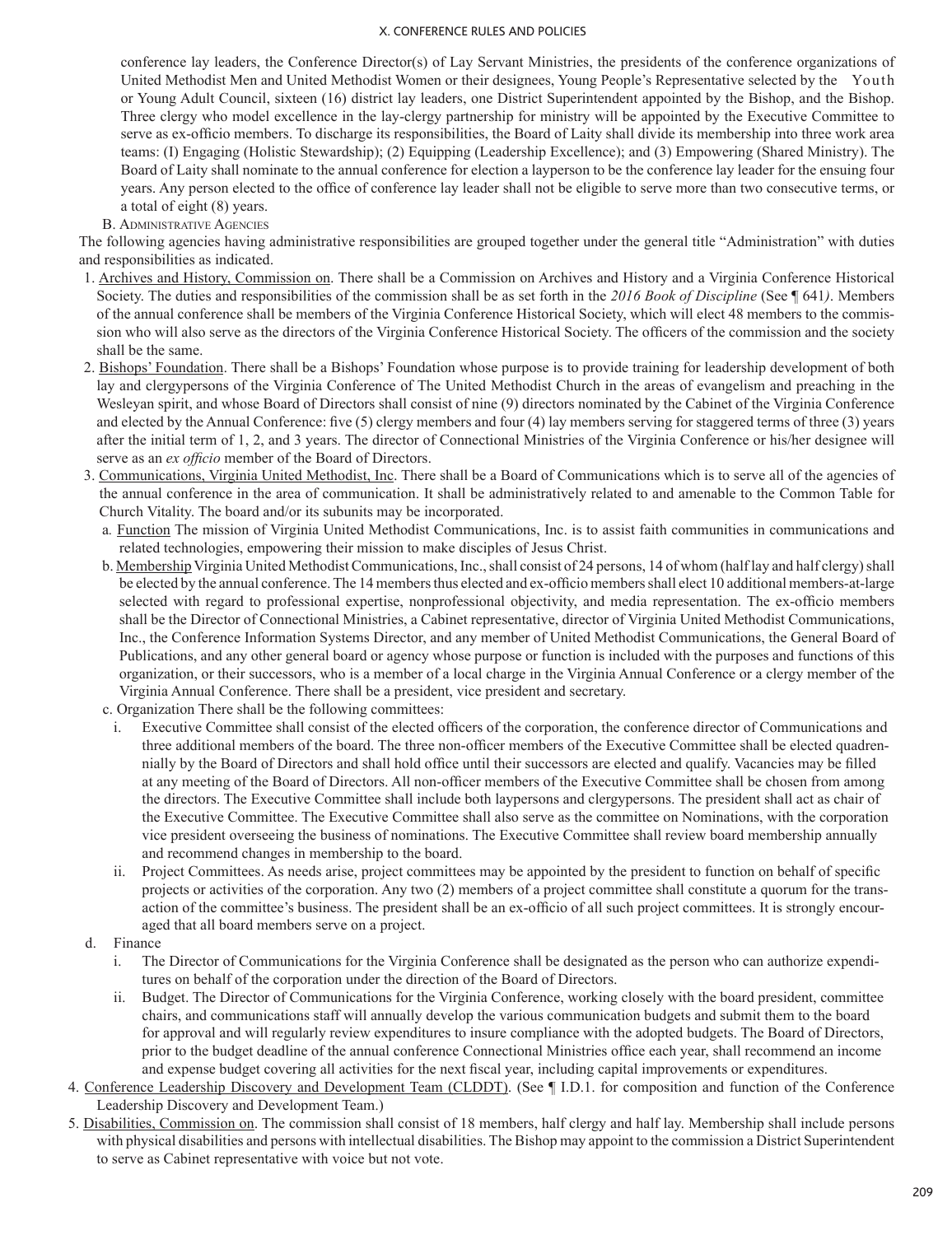conference lay leaders, the Conference Director(s) of Lay Servant Ministries, the presidents of the conference organizations of United Methodist Men and United Methodist Women or their designees, Young People's Representative selected by the Youth or Young Adult Council, sixteen (16) district lay leaders, one District Superintendent appointed by the Bishop, and the Bishop. Three clergy who model excellence in the lay-clergy partnership for ministry will be appointed by the Executive Committee to serve as ex-officio members. To discharge its responsibilities, the Board of Laity shall divide its membership into three work area teams: (I) Engaging (Holistic Stewardship); (2) Equipping (Leadership Excellence); and (3) Empowering (Shared Ministry). The Board of Laity shall nominate to the annual conference for election a layperson to be the conference lay leader for the ensuing four years. Any person elected to the office of conference lay leader shall not be eligible to serve more than two consecutive terms, or a total of eight (8) years.

B. Administrative Agencies

The following agencies having administrative responsibilities are grouped together under the general title "Administration" with duties and responsibilities as indicated.

1. Archives and History, Commission on. There shall be a Commission on Archives and History and a Virginia Conference Historical Society. The duties and responsibilities of the commission shall be as set forth in the *2016 Book of Discipline* (See ¶ 641*)*. Members of the annual conference shall be members of the Virginia Conference Historical Society, which will elect 48 members to the commission who will also serve as the directors of the Virginia Conference Historical Society. The officers of the commission and the society shall be the same.
2. Bishops' Foundation. There shall be a Bishops' Foundation whose purpose is to provide training for leadership development of both lay and clergypersons of the Virginia Conference of The United Methodist Church in the areas of evangelism and preaching in the Wesleyan spirit, and whose Board of Directors shall consist of nine (9) directors nominated by the Cabinet of the Virginia Conference and elected by the Annual Conference: five (5) clergy members and four (4) lay members serving for staggered terms of three (3) years after the initial term of 1, 2, and 3 years. The director of Connectional Ministries of the Virginia Conference or his/her designee will serve as an *ex officio* member of the Board of Directors.
3. Communications, Virginia United Methodist, Inc. There shall be a Board of Communications which is to serve all of the agencies of the annual conference in the area of communication. It shall be administratively related to and amenable to the Common Table for Church Vitality. The board and/or its subunits may be incorporated.
   a. Function The mission of Virginia United Methodist Communications, Inc. is to assist faith communities in communications and related technologies, empowering their mission to make disciples of Jesus Christ.
   b. Membership Virginia United Methodist Communications, Inc., shall consist of 24 persons, 14 of whom (half lay and half clergy) shall be elected by the annual conference. The 14 members thus elected and ex-officio members shall elect 10 additional members-at-large selected with regard to professional expertise, nonprofessional objectivity, and media representation. The ex-officio members shall be the Director of Connectional Ministries, a Cabinet representative, director of Virginia United Methodist Communications, Inc., the Conference Information Systems Director, and any member of United Methodist Communications, the General Board of Publications, and any other general board or agency whose purpose or function is included with the purposes and functions of this organization, or their successors, who is a member of a local charge in the Virginia Annual Conference or a clergy member of the Virginia Annual Conference. There shall be a president, vice president and secretary.
   c. Organization There shall be the following committees:
      i. Executive Committee shall consist of the elected officers of the corporation, the conference director of Communications and three additional members of the board. The three non-officer members of the Executive Committee shall be elected quadrennially by the Board of Directors and shall hold office until their successors are elected and qualify. Vacancies may be filled at any meeting of the Board of Directors. All non-officer members of the Executive Committee shall be chosen from among the directors. The Executive Committee shall include both laypersons and clergypersons. The president shall act as chair of the Executive Committee. The Executive Committee shall also serve as the committee on Nominations, with the corporation vice president overseeing the business of nominations. The Executive Committee shall review board membership annually and recommend changes in membership to the board.
      ii. Project Committees. As needs arise, project committees may be appointed by the president to function on behalf of specific projects or activities of the corporation. Any two (2) members of a project committee shall constitute a quorum for the transaction of the committee's business. The president shall be an ex-officio of all such project committees. It is strongly encouraged that all board members serve on a project.
   d. Finance
      i. The Director of Communications for the Virginia Conference shall be designated as the person who can authorize expenditures on behalf of the corporation under the direction of the Board of Directors.
      ii. Budget. The Director of Communications for the Virginia Conference, working closely with the board president, committee chairs, and communications staff will annually develop the various communication budgets and submit them to the board for approval and will regularly review expenditures to insure compliance with the adopted budgets. The Board of Directors, prior to the budget deadline of the annual conference Connectional Ministries office each year, shall recommend an income and expense budget covering all activities for the next fiscal year, including capital improvements or expenditures.
4. Conference Leadership Discovery and Development Team (CLDDT). (See ¶ I.D.1. for composition and function of the Conference Leadership Discovery and Development Team.)
5. Disabilities, Commission on. The commission shall consist of 18 members, half clergy and half lay. Membership shall include persons with physical disabilities and persons with intellectual disabilities. The Bishop may appoint to the commission a District Superintendent to serve as Cabinet representative with voice but not vote.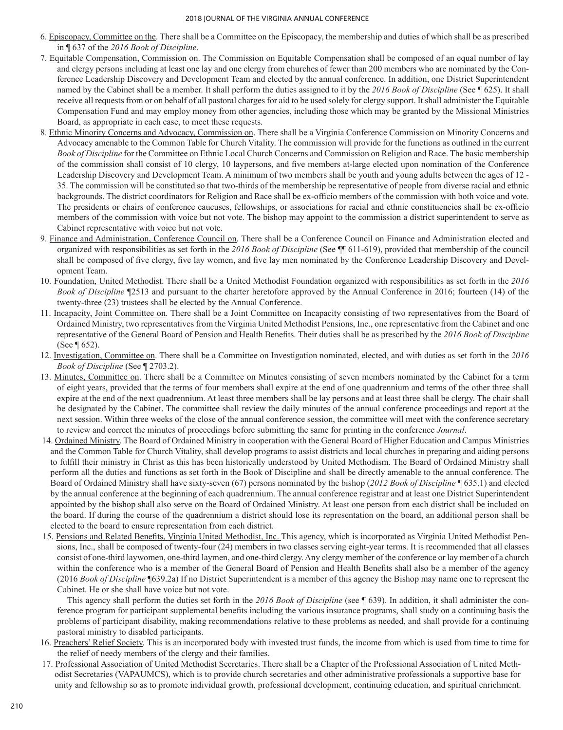6. Episcopacy, Committee on the. There shall be a Committee on the Episcopacy, the membership and duties of which shall be as prescribed in ¶ 637 of the *2016 Book of Discipline*.
7. Equitable Compensation, Commission on. The Commission on Equitable Compensation shall be composed of an equal number of lay and clergy persons including at least one lay and one clergy from churches of fewer than 200 members who are nominated by the Conference Leadership Discovery and Development Team and elected by the annual conference. In addition, one District Superintendent named by the Cabinet shall be a member. It shall perform the duties assigned to it by the *2016 Book of Discipline* (See ¶ 625). It shall receive all requests from or on behalf of all pastoral charges for aid to be used solely for clergy support. It shall administer the Equitable Compensation Fund and may employ money from other agencies, including those which may be granted by the Missional Ministries Board, as appropriate in each case, to meet these requests.
8. Ethnic Minority Concerns and Advocacy, Commission on. There shall be a Virginia Conference Commission on Minority Concerns and Advocacy amenable to the Common Table for Church Vitality. The commission will provide for the functions as outlined in the current *Book of Discipline* for the Committee on Ethnic Local Church Concerns and Commission on Religion and Race. The basic membership of the commission shall consist of 10 clergy, 10 laypersons, and five members at-large elected upon nomination of the Conference Leadership Discovery and Development Team. A minimum of two members shall be youth and young adults between the ages of 12 - 35. The commission will be constituted so that two-thirds of the membership be representative of people from diverse racial and ethnic backgrounds. The district coordinators for Religion and Race shall be ex-officio members of the commission with both voice and vote. The presidents or chairs of conference caucuses, fellowships, or associations for racial and ethnic constituencies shall be ex-officio members of the commission with voice but not vote. The bishop may appoint to the commission a district superintendent to serve as Cabinet representative with voice but not vote.
9. Finance and Administration, Conference Council on. There shall be a Conference Council on Finance and Administration elected and organized with responsibilities as set forth in the *2016 Book of Discipline* (See ¶¶ 611-619), provided that membership of the council shall be composed of five clergy, five lay women, and five lay men nominated by the Conference Leadership Discovery and Development Team.
10. Foundation, United Methodist. There shall be a United Methodist Foundation organized with responsibilities as set forth in the *2016 Book of Discipline* ¶2513 and pursuant to the charter heretofore approved by the Annual Conference in 2016; fourteen (14) of the twenty-three (23) trustees shall be elected by the Annual Conference.
11. Incapacity, Joint Committee on. There shall be a Joint Committee on Incapacity consisting of two representatives from the Board of Ordained Ministry, two representatives from the Virginia United Methodist Pensions, Inc., one representative from the Cabinet and one representative of the General Board of Pension and Health Benefits. Their duties shall be as prescribed by the *2016 Book of Discipline* (See ¶ 652).
12. Investigation, Committee on. There shall be a Committee on Investigation nominated, elected, and with duties as set forth in the *2016 Book of Discipline* (See ¶ 2703.2).
13. Minutes, Committee on. There shall be a Committee on Minutes consisting of seven members nominated by the Cabinet for a term of eight years, provided that the terms of four members shall expire at the end of one quadrennium and terms of the other three shall expire at the end of the next quadrennium. At least three members shall be lay persons and at least three shall be clergy. The chair shall be designated by the Cabinet. The committee shall review the daily minutes of the annual conference proceedings and report at the next session. Within three weeks of the close of the annual conference session, the committee will meet with the conference secretary to review and correct the minutes of proceedings before submitting the same for printing in the conference *Journal*.
14. Ordained Ministry. The Board of Ordained Ministry in cooperation with the General Board of Higher Education and Campus Ministries and the Common Table for Church Vitality, shall develop programs to assist districts and local churches in preparing and aiding persons to fulfill their ministry in Christ as this has been historically understood by United Methodism. The Board of Ordained Ministry shall perform all the duties and functions as set forth in the Book of Discipline and shall be directly amenable to the annual conference. The Board of Ordained Ministry shall have sixty-seven (67) persons nominated by the bishop (*2012 Book of Discipline* ¶ 635.1) and elected by the annual conference at the beginning of each quadrennium. The annual conference registrar and at least one District Superintendent appointed by the bishop shall also serve on the Board of Ordained Ministry. At least one person from each district shall be included on the board. If during the course of the quadrennium a district should lose its representation on the board, an additional person shall be elected to the board to ensure representation from each district.
15. Pensions and Related Benefits, Virginia United Methodist, Inc. This agency, which is incorporated as Virginia United Methodist Pensions, Inc., shall be composed of twenty-four (24) members in two classes serving eight-year terms. It is recommended that all classes consist of one-third laywomen, one-third laymen, and one-third clergy. Any clergy member of the conference or lay member of a church within the conference who is a member of the General Board of Pension and Health Benefits shall also be a member of the agency (2016 *Book of Discipline* ¶639.2a) If no District Superintendent is a member of this agency the Bishop may name one to represent the Cabinet. He or she shall have voice but not vote.

    This agency shall perform the duties set forth in the *2016 Book of Discipline* (see ¶ 639). In addition, it shall administer the conference program for participant supplemental benefits including the various insurance programs, shall study on a continuing basis the problems of participant disability, making recommendations relative to these problems as needed, and shall provide for a continuing pastoral ministry to disabled participants.
16. Preachers' Relief Society. This is an incorporated body with invested trust funds, the income from which is used from time to time for the relief of needy members of the clergy and their families.
17. Professional Association of United Methodist Secretaries. There shall be a Chapter of the Professional Association of United Methodist Secretaries (VAPAUMCS), which is to provide church secretaries and other administrative professionals a supportive base for unity and fellowship so as to promote individual growth, professional development, continuing education, and spiritual enrichment.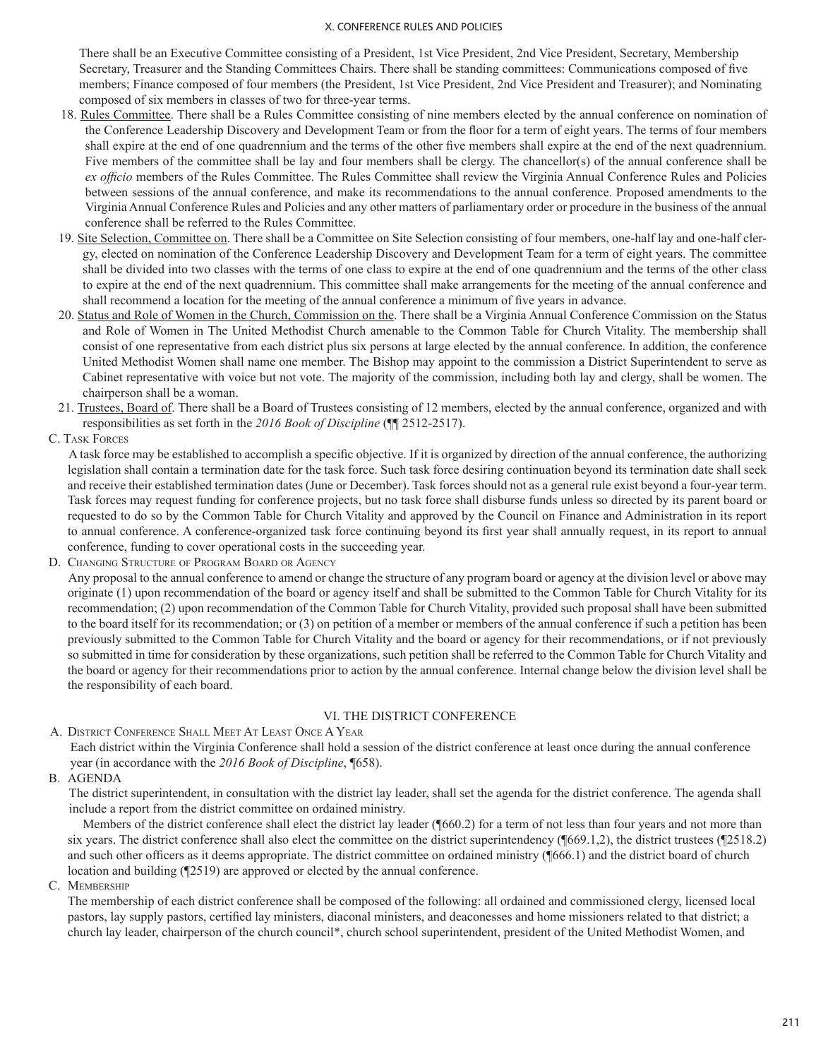There shall be an Executive Committee consisting of a President, 1st Vice President, 2nd Vice President, Secretary, Membership Secretary, Treasurer and the Standing Committees Chairs. There shall be standing committees: Communications composed of five members; Finance composed of four members (the President, 1st Vice President, 2nd Vice President and Treasurer); and Nominating composed of six members in classes of two for three-year terms.

18. Rules Committee. There shall be a Rules Committee consisting of nine members elected by the annual conference on nomination of the Conference Leadership Discovery and Development Team or from the floor for a term of eight years. The terms of four members shall expire at the end of one quadrennium and the terms of the other five members shall expire at the end of the next quadrennium. Five members of the committee shall be lay and four members shall be clergy. The chancellor(s) of the annual conference shall be *ex officio* members of the Rules Committee. The Rules Committee shall review the Virginia Annual Conference Rules and Policies between sessions of the annual conference, and make its recommendations to the annual conference. Proposed amendments to the Virginia Annual Conference Rules and Policies and any other matters of parliamentary order or procedure in the business of the annual conference shall be referred to the Rules Committee.
19. Site Selection, Committee on. There shall be a Committee on Site Selection consisting of four members, one-half lay and one-half clergy, elected on nomination of the Conference Leadership Discovery and Development Team for a term of eight years. The committee shall be divided into two classes with the terms of one class to expire at the end of one quadrennium and the terms of the other class to expire at the end of the next quadrennium. This committee shall make arrangements for the meeting of the annual conference and shall recommend a location for the meeting of the annual conference a minimum of five years in advance.
20. Status and Role of Women in the Church, Commission on the. There shall be a Virginia Annual Conference Commission on the Status and Role of Women in The United Methodist Church amenable to the Common Table for Church Vitality. The membership shall consist of one representative from each district plus six persons at large elected by the annual conference. In addition, the conference United Methodist Women shall name one member. The Bishop may appoint to the commission a District Superintendent to serve as Cabinet representative with voice but not vote. The majority of the commission, including both lay and clergy, shall be women. The chairperson shall be a woman.
21. Trustees, Board of. There shall be a Board of Trustees consisting of 12 members, elected by the annual conference, organized and with responsibilities as set forth in the *2016 Book of Discipline* (¶¶ 2512-2517).

### C. Task Forces

A task force may be established to accomplish a specific objective. If it is organized by direction of the annual conference, the authorizing legislation shall contain a termination date for the task force. Such task force desiring continuation beyond its termination date shall seek and receive their established termination dates (June or December). Task forces should not as a general rule exist beyond a four-year term. Task forces may request funding for conference projects, but no task force shall disburse funds unless so directed by its parent board or requested to do so by the Common Table for Church Vitality and approved by the Council on Finance and Administration in its report to annual conference. A conference-organized task force continuing beyond its first year shall annually request, in its report to annual conference, funding to cover operational costs in the succeeding year.

### D. Changing Structure of Program Board or Agency

Any proposal to the annual conference to amend or change the structure of any program board or agency at the division level or above may originate (1) upon recommendation of the board or agency itself and shall be submitted to the Common Table for Church Vitality for its recommendation; (2) upon recommendation of the Common Table for Church Vitality, provided such proposal shall have been submitted to the board itself for its recommendation; or (3) on petition of a member or members of the annual conference if such a petition has been previously submitted to the Common Table for Church Vitality and the board or agency for their recommendations, or if not previously so submitted in time for consideration by these organizations, such petition shall be referred to the Common Table for Church Vitality and the board or agency for their recommendations prior to action by the annual conference. Internal change below the division level shall be the responsibility of each board.

## VI. THE DISTRICT CONFERENCE

### A. District Conference Shall Meet At Least Once A Year

Each district within the Virginia Conference shall hold a session of the district conference at least once during the annual conference year (in accordance with the *2016 Book of Discipline*, ¶658).

### B. AGENDA

The district superintendent, in consultation with the district lay leader, shall set the agenda for the district conference. The agenda shall include a report from the district committee on ordained ministry.

Members of the district conference shall elect the district lay leader (¶660.2) for a term of not less than four years and not more than six years. The district conference shall also elect the committee on the district superintendency (¶669.1,2), the district trustees (¶2518.2) and such other officers as it deems appropriate. The district committee on ordained ministry (¶666.1) and the district board of church location and building (¶2519) are approved or elected by the annual conference.

### C. Membership

The membership of each district conference shall be composed of the following: all ordained and commissioned clergy, licensed local pastors, lay supply pastors, certified lay ministers, diaconal ministers, and deaconesses and home missioners related to that district; a church lay leader, chairperson of the church council*, church school superintendent, president of the United Methodist Women, and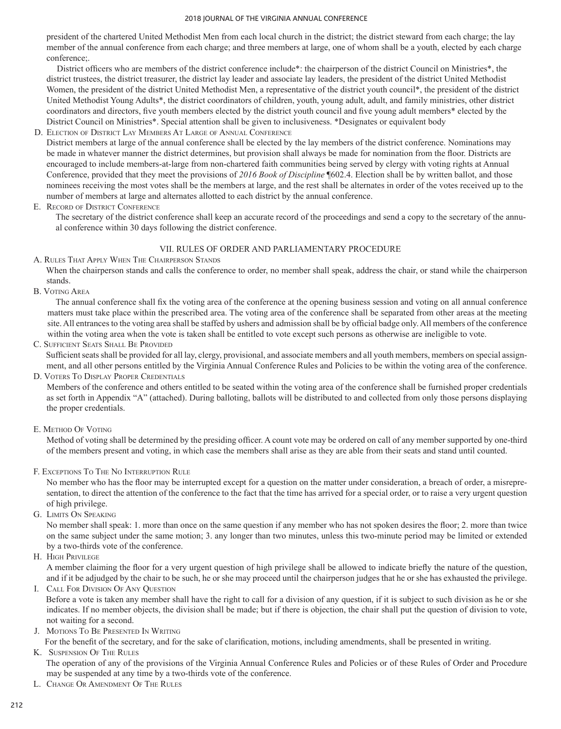president of the chartered United Methodist Men from each local church in the district; the district steward from each charge; the lay member of the annual conference from each charge; and three members at large, one of whom shall be a youth, elected by each charge conference;.

District officers who are members of the district conference include*: the chairperson of the district Council on Ministries*, the district trustees, the district treasurer, the district lay leader and associate lay leaders, the president of the district United Methodist Women, the president of the district United Methodist Men, a representative of the district youth council*, the president of the district United Methodist Young Adults*, the district coordinators of children, youth, young adult, adult, and family ministries, other district coordinators and directors, five youth members elected by the district youth council and five young adult members* elected by the District Council on Ministries*. Special attention shall be given to inclusiveness. *Designates or equivalent body

D. Election of District Lay Members At Large of Annual Conference

District members at large of the annual conference shall be elected by the lay members of the district conference. Nominations may be made in whatever manner the district determines, but provision shall always be made for nomination from the floor. Districts are encouraged to include members-at-large from non-chartered faith communities being served by clergy with voting rights at Annual Conference, provided that they meet the provisions of *2016 Book of Discipline* ¶602.4. Election shall be by written ballot, and those nominees receiving the most votes shall be the members at large, and the rest shall be alternates in order of the votes received up to the number of members at large and alternates allotted to each district by the annual conference.

E. Record of District Conference

The secretary of the district conference shall keep an accurate record of the proceedings and send a copy to the secretary of the annual conference within 30 days following the district conference.

## VII. RULES OF ORDER AND PARLIAMENTARY PROCEDURE

A. Rules That Apply When The Chairperson Stands

When the chairperson stands and calls the conference to order, no member shall speak, address the chair, or stand while the chairperson stands.

B. Voting Area

The annual conference shall fix the voting area of the conference at the opening business session and voting on all annual conference matters must take place within the prescribed area. The voting area of the conference shall be separated from other areas at the meeting site. All entrances to the voting area shall be staffed by ushers and admission shall be by official badge only. All members of the conference within the voting area when the vote is taken shall be entitled to vote except such persons as otherwise are ineligible to vote.

C. Sufficient Seats Shall Be Provided

Sufficient seats shall be provided for all lay, clergy, provisional, and associate members and all youth members, members on special assignment, and all other persons entitled by the Virginia Annual Conference Rules and Policies to be within the voting area of the conference.

D. Voters To Display Proper Credentials

Members of the conference and others entitled to be seated within the voting area of the conference shall be furnished proper credentials as set forth in Appendix "A" (attached). During balloting, ballots will be distributed to and collected from only those persons displaying the proper credentials.

E. Method Of Voting

Method of voting shall be determined by the presiding officer. A count vote may be ordered on call of any member supported by one-third of the members present and voting, in which case the members shall arise as they are able from their seats and stand until counted.

F. Exceptions To The No Interruption Rule

No member who has the floor may be interrupted except for a question on the matter under consideration, a breach of order, a misrepresentation, to direct the attention of the conference to the fact that the time has arrived for a special order, or to raise a very urgent question of high privilege.

G. Limits On Speaking

No member shall speak: 1. more than once on the same question if any member who has not spoken desires the floor; 2. more than twice on the same subject under the same motion; 3. any longer than two minutes, unless this two-minute period may be limited or extended by a two-thirds vote of the conference.

H. High Privilege

A member claiming the floor for a very urgent question of high privilege shall be allowed to indicate briefly the nature of the question, and if it be adjudged by the chair to be such, he or she may proceed until the chairperson judges that he or she has exhausted the privilege.

I. Call For Division Of Any Question

Before a vote is taken any member shall have the right to call for a division of any question, if it is subject to such division as he or she indicates. If no member objects, the division shall be made; but if there is objection, the chair shall put the question of division to vote, not waiting for a second.

J. Motions To Be Presented In Writing

For the benefit of the secretary, and for the sake of clarification, motions, including amendments, shall be presented in writing.

K. Suspension Of The Rules

The operation of any of the provisions of the Virginia Annual Conference Rules and Policies or of these Rules of Order and Procedure may be suspended at any time by a two-thirds vote of the conference.

L. Change Or Amendment Of The Rules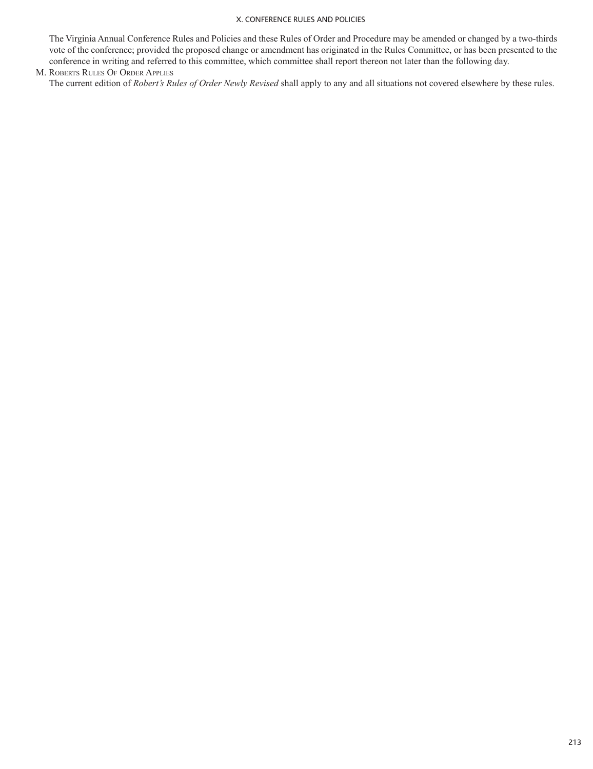The Virginia Annual Conference Rules and Policies and these Rules of Order and Procedure may be amended or changed by a two-thirds vote of the conference; provided the proposed change or amendment has originated in the Rules Committee, or has been presented to the conference in writing and referred to this committee, which committee shall report thereon not later than the following day.

M. Roberts Rules Of Order Applies

The current edition of *Robert's Rules of Order Newly Revised* shall apply to any and all situations not covered elsewhere by these rules.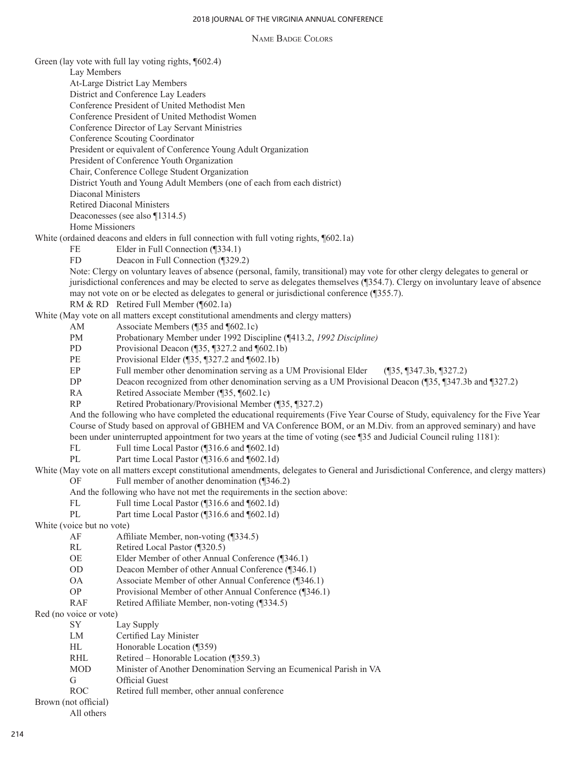## Name Badge Colors

Green (lay vote with full lay voting rights, ¶602.4)

- Lay Members
- At-Large District Lay Members
- District and Conference Lay Leaders
- Conference President of United Methodist Men
- Conference President of United Methodist Women
- Conference Director of Lay Servant Ministries
- Conference Scouting Coordinator
- President or equivalent of Conference Young Adult Organization
- President of Conference Youth Organization
- Chair, Conference College Student Organization
- District Youth and Young Adult Members (one of each from each district)
- Diaconal Ministers
- Retired Diaconal Ministers
- Deaconesses (see also ¶1314.5)
- Home Missioners

White (ordained deacons and elders in full connection with full voting rights, ¶602.1a)

- FE Elder in Full Connection (¶334.1)
- FD Deacon in Full Connection (¶329.2)

Note: Clergy on voluntary leaves of absence (personal, family, transitional) may vote for other clergy delegates to general or jurisdictional conferences and may be elected to serve as delegates themselves (¶354.7). Clergy on involuntary leave of absence may not vote on or be elected as delegates to general or jurisdictional conference (¶355.7).

- RM & RD Retired Full Member (¶602.1a)

White (May vote on all matters except constitutional amendments and clergy matters)

- AM Associate Members (¶35 and ¶602.1c)
- PM Probationary Member under 1992 Discipline (¶413.2, *1992 Discipline)*
- PD Provisional Deacon (¶35, ¶327.2 and ¶602.1b)
- PE Provisional Elder (¶35, ¶327.2 and ¶602.1b)
- EP Full member other denomination serving as a UM Provisional Elder (¶35, ¶347.3b, ¶327.2)
- DP Deacon recognized from other denomination serving as a UM Provisional Deacon (¶35, ¶347.3b and ¶327.2)
- RA Retired Associate Member (¶35, ¶602.1c)
- RP Retired Probationary/Provisional Member (¶35, ¶327.2)

And the following who have completed the educational requirements (Five Year Course of Study, equivalency for the Five Year Course of Study based on approval of GBHEM and VA Conference BOM, or an M.Div. from an approved seminary) and have been under uninterrupted appointment for two years at the time of voting (see ¶35 and Judicial Council ruling 1181):

- FL Full time Local Pastor (¶316.6 and ¶602.1d)
- PL Part time Local Pastor (¶316.6 and ¶602.1d)

White (May vote on all matters except constitutional amendments, delegates to General and Jurisdictional Conference, and clergy matters)

- OF Full member of another denomination (¶346.2)

And the following who have not met the requirements in the section above:

- FL Full time Local Pastor (¶316.6 and ¶602.1d)
- PL Part time Local Pastor (¶316.6 and ¶602.1d)

White (voice but no vote)

- AF Affiliate Member, non-voting (¶334.5)
- RL Retired Local Pastor (¶320.5)
- OE Elder Member of other Annual Conference (¶346.1)
- OD Deacon Member of other Annual Conference (¶346.1)
- OA Associate Member of other Annual Conference (¶346.1)
- OP Provisional Member of other Annual Conference (¶346.1)
- RAF Retired Affiliate Member, non-voting (¶334.5)

Red (no voice or vote)

- SY Lay Supply
- LM Certified Lay Minister
- HL Honorable Location (¶359)
- RHL Retired – Honorable Location (¶359.3)
- MOD Minister of Another Denomination Serving an Ecumenical Parish in VA
- G Official Guest
- ROC Retired full member, other annual conference

Brown (not official)

- All others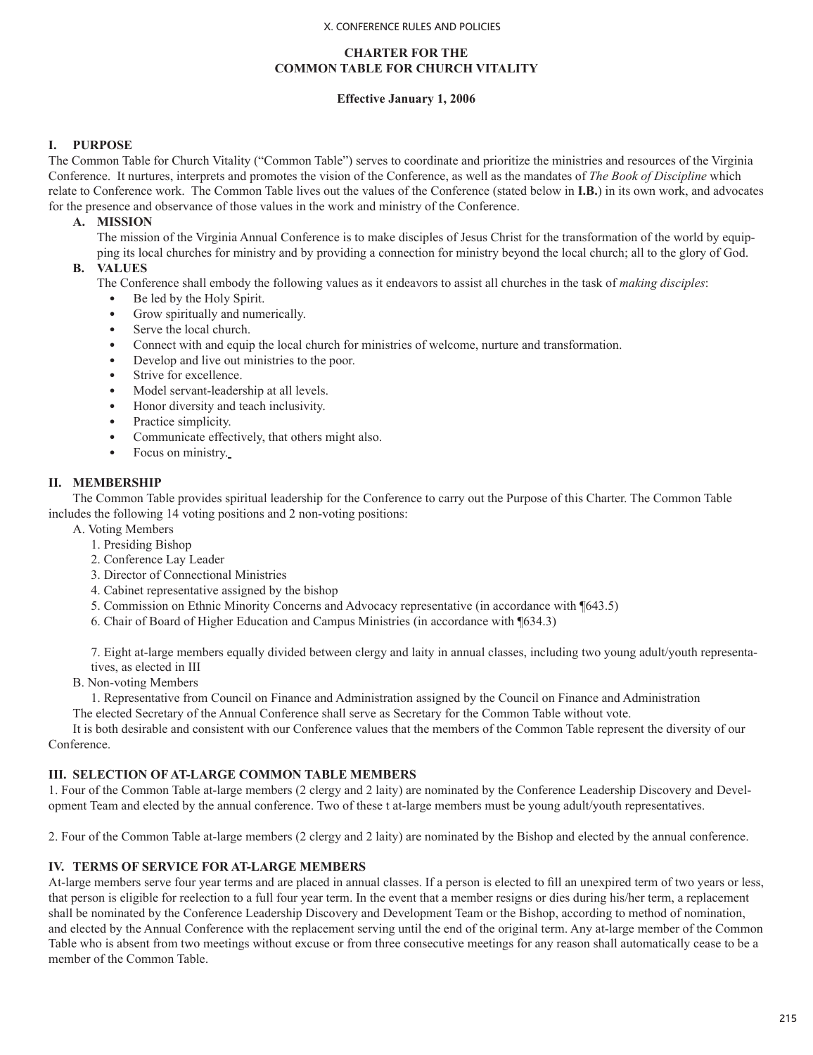## CHARTER FOR THE COMMON TABLE FOR CHURCH VITALITY

**Effective January 1, 2006**

### I. PURPOSE

The Common Table for Church Vitality ("Common Table") serves to coordinate and prioritize the ministries and resources of the Virginia Conference. It nurtures, interprets and promotes the vision of the Conference, as well as the mandates of *The Book of Discipline* which relate to Conference work. The Common Table lives out the values of the Conference (stated below in **I.B.**) in its own work, and advocates for the presence and observance of those values in the work and ministry of the Conference.

#### A. MISSION

The mission of the Virginia Annual Conference is to make disciples of Jesus Christ for the transformation of the world by equipping its local churches for ministry and by providing a connection for ministry beyond the local church; all to the glory of God.

#### B. VALUES

The Conference shall embody the following values as it endeavors to assist all churches in the task of *making disciples*:

- Be led by the Holy Spirit.
- Grow spiritually and numerically.
- Serve the local church.
- Connect with and equip the local church for ministries of welcome, nurture and transformation.
- Develop and live out ministries to the poor.
- Strive for excellence.
- Model servant-leadership at all levels.
- Honor diversity and teach inclusivity.
- Practice simplicity.
- Communicate effectively, that others might also.
- Focus on ministry.

### II. MEMBERSHIP

The Common Table provides spiritual leadership for the Conference to carry out the Purpose of this Charter. The Common Table includes the following 14 voting positions and 2 non-voting positions:

A. Voting Members

1. Presiding Bishop
2. Conference Lay Leader
3. Director of Connectional Ministries
4. Cabinet representative assigned by the bishop
5. Commission on Ethnic Minority Concerns and Advocacy representative (in accordance with ¶643.5)
6. Chair of Board of Higher Education and Campus Ministries (in accordance with ¶634.3)
7. Eight at-large members equally divided between clergy and laity in annual classes, including two young adult/youth representatives, as elected in III

B. Non-voting Members

1. Representative from Council on Finance and Administration assigned by the Council on Finance and Administration

The elected Secretary of the Annual Conference shall serve as Secretary for the Common Table without vote.

It is both desirable and consistent with our Conference values that the members of the Common Table represent the diversity of our Conference.

### III. SELECTION OF AT-LARGE COMMON TABLE MEMBERS

1. Four of the Common Table at-large members (2 clergy and 2 laity) are nominated by the Conference Leadership Discovery and Development Team and elected by the annual conference. Two of these t at-large members must be young adult/youth representatives.

2. Four of the Common Table at-large members (2 clergy and 2 laity) are nominated by the Bishop and elected by the annual conference.

### IV. TERMS OF SERVICE FOR AT-LARGE MEMBERS

At-large members serve four year terms and are placed in annual classes. If a person is elected to fill an unexpired term of two years or less, that person is eligible for reelection to a full four year term. In the event that a member resigns or dies during his/her term, a replacement shall be nominated by the Conference Leadership Discovery and Development Team or the Bishop, according to method of nomination, and elected by the Annual Conference with the replacement serving until the end of the original term. Any at-large member of the Common Table who is absent from two meetings without excuse or from three consecutive meetings for any reason shall automatically cease to be a member of the Common Table.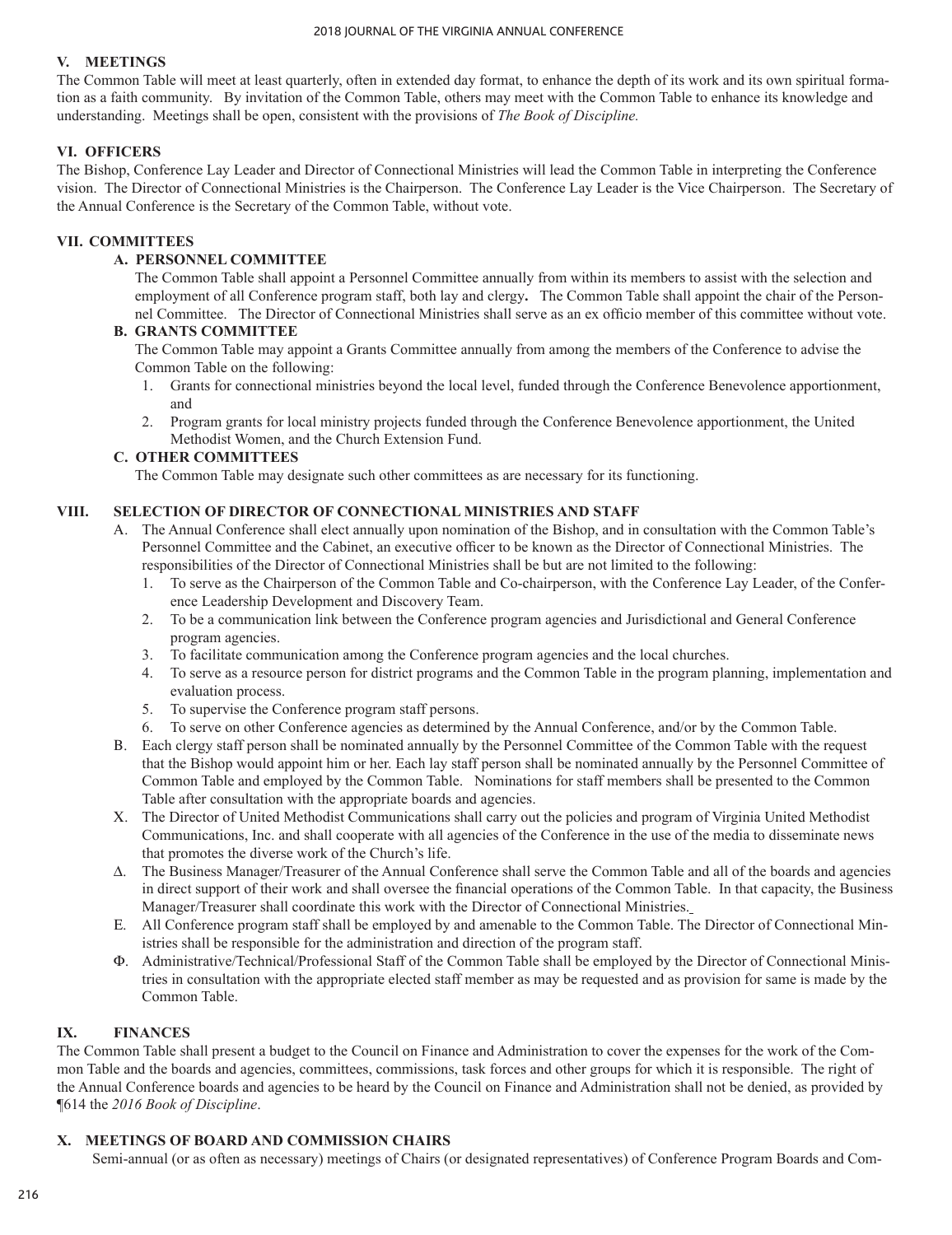## V. MEETINGS

The Common Table will meet at least quarterly, often in extended day format, to enhance the depth of its work and its own spiritual formation as a faith community. By invitation of the Common Table, others may meet with the Common Table to enhance its knowledge and understanding. Meetings shall be open, consistent with the provisions of *The Book of Discipline.*

## VI. OFFICERS

The Bishop, Conference Lay Leader and Director of Connectional Ministries will lead the Common Table in interpreting the Conference vision. The Director of Connectional Ministries is the Chairperson. The Conference Lay Leader is the Vice Chairperson. The Secretary of the Annual Conference is the Secretary of the Common Table, without vote.

## VII. COMMITTEES

### A. PERSONNEL COMMITTEE

The Common Table shall appoint a Personnel Committee annually from within its members to assist with the selection and employment of all Conference program staff, both lay and clergy**.** The Common Table shall appoint the chair of the Personnel Committee. The Director of Connectional Ministries shall serve as an ex officio member of this committee without vote.

### B. GRANTS COMMITTEE

The Common Table may appoint a Grants Committee annually from among the members of the Conference to advise the Common Table on the following:

1. Grants for connectional ministries beyond the local level, funded through the Conference Benevolence apportionment, and
2. Program grants for local ministry projects funded through the Conference Benevolence apportionment, the United Methodist Women, and the Church Extension Fund.

### C. OTHER COMMITTEES

The Common Table may designate such other committees as are necessary for its functioning.

## VIII. SELECTION OF DIRECTOR OF CONNECTIONAL MINISTRIES AND STAFF

A. The Annual Conference shall elect annually upon nomination of the Bishop, and in consultation with the Common Table's Personnel Committee and the Cabinet, an executive officer to be known as the Director of Connectional Ministries. The responsibilities of the Director of Connectional Ministries shall be but are not limited to the following:

1. To serve as the Chairperson of the Common Table and Co-chairperson, with the Conference Lay Leader, of the Conference Leadership Development and Discovery Team.
2. To be a communication link between the Conference program agencies and Jurisdictional and General Conference program agencies.
3. To facilitate communication among the Conference program agencies and the local churches.
4. To serve as a resource person for district programs and the Common Table in the program planning, implementation and evaluation process.
5. To supervise the Conference program staff persons.
6. To serve on other Conference agencies as determined by the Annual Conference, and/or by the Common Table.

B. Each clergy staff person shall be nominated annually by the Personnel Committee of the Common Table with the request that the Bishop would appoint him or her. Each lay staff person shall be nominated annually by the Personnel Committee of Common Table and employed by the Common Table. Nominations for staff members shall be presented to the Common Table after consultation with the appropriate boards and agencies.

Χ. The Director of United Methodist Communications shall carry out the policies and program of Virginia United Methodist Communications, Inc. and shall cooperate with all agencies of the Conference in the use of the media to disseminate news that promotes the diverse work of the Church's life.

Δ. The Business Manager/Treasurer of the Annual Conference shall serve the Common Table and all of the boards and agencies in direct support of their work and shall oversee the financial operations of the Common Table. In that capacity, the Business Manager/Treasurer shall coordinate this work with the Director of Connectional Ministries.

E. All Conference program staff shall be employed by and amenable to the Common Table. The Director of Connectional Ministries shall be responsible for the administration and direction of the program staff.

Φ. Administrative/Technical/Professional Staff of the Common Table shall be employed by the Director of Connectional Ministries in consultation with the appropriate elected staff member as may be requested and as provision for same is made by the Common Table.

## IX. FINANCES

The Common Table shall present a budget to the Council on Finance and Administration to cover the expenses for the work of the Common Table and the boards and agencies, committees, commissions, task forces and other groups for which it is responsible. The right of the Annual Conference boards and agencies to be heard by the Council on Finance and Administration shall not be denied, as provided by ¶614 the *2016 Book of Discipline*.

## X. MEETINGS OF BOARD AND COMMISSION CHAIRS

Semi-annual (or as often as necessary) meetings of Chairs (or designated representatives) of Conference Program Boards and Com-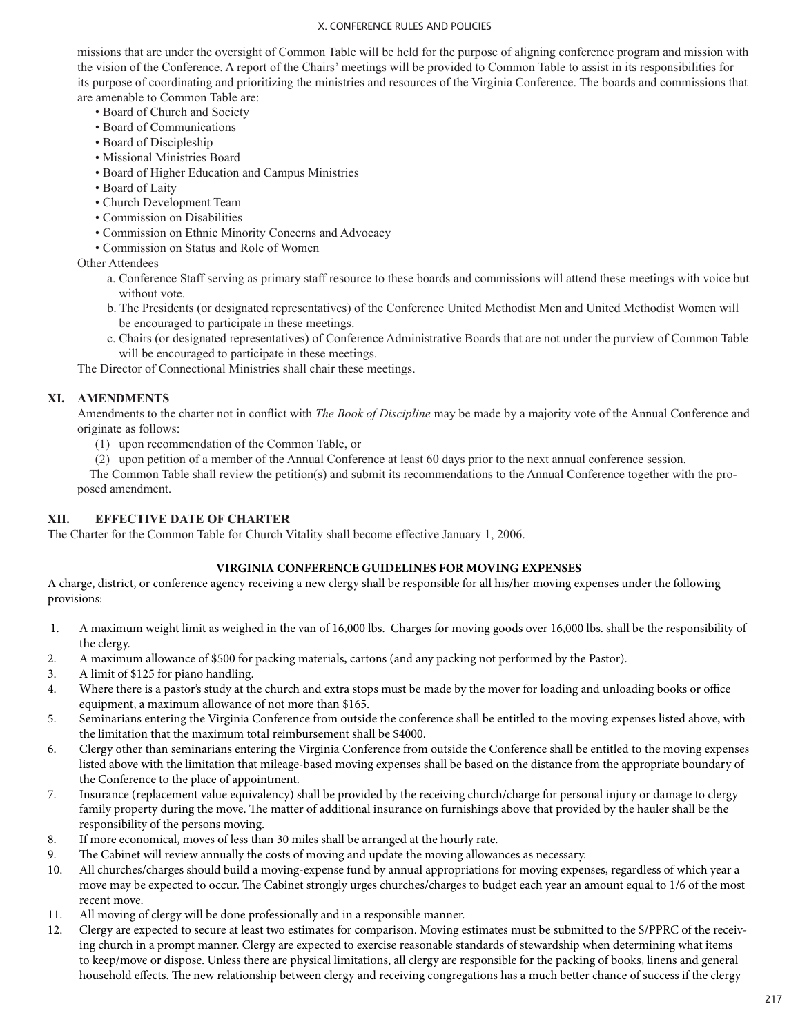missions that are under the oversight of Common Table will be held for the purpose of aligning conference program and mission with the vision of the Conference. A report of the Chairs' meetings will be provided to Common Table to assist in its responsibilities for its purpose of coordinating and prioritizing the ministries and resources of the Virginia Conference. The boards and commissions that are amenable to Common Table are:

- Board of Church and Society
- Board of Communications
- Board of Discipleship
- Missional Ministries Board
- Board of Higher Education and Campus Ministries
- Board of Laity
- Church Development Team
- Commission on Disabilities
- Commission on Ethnic Minority Concerns and Advocacy
- Commission on Status and Role of Women

Other Attendees

a. Conference Staff serving as primary staff resource to these boards and commissions will attend these meetings with voice but without vote.

b. The Presidents (or designated representatives) of the Conference United Methodist Men and United Methodist Women will be encouraged to participate in these meetings.

c. Chairs (or designated representatives) of Conference Administrative Boards that are not under the purview of Common Table will be encouraged to participate in these meetings.

The Director of Connectional Ministries shall chair these meetings.

## XI. AMENDMENTS

Amendments to the charter not in conflict with *The Book of Discipline* may be made by a majority vote of the Annual Conference and originate as follows:

(1) upon recommendation of the Common Table, or

(2) upon petition of a member of the Annual Conference at least 60 days prior to the next annual conference session.

The Common Table shall review the petition(s) and submit its recommendations to the Annual Conference together with the proposed amendment.

## XII. EFFECTIVE DATE OF CHARTER

The Charter for the Common Table for Church Vitality shall become effective January 1, 2006.

## VIRGINIA CONFERENCE GUIDELINES FOR MOVING EXPENSES

A charge, district, or conference agency receiving a new clergy shall be responsible for all his/her moving expenses under the following provisions:

1. A maximum weight limit as weighed in the van of 16,000 lbs. Charges for moving goods over 16,000 lbs. shall be the responsibility of the clergy.
2. A maximum allowance of $500 for packing materials, cartons (and any packing not performed by the Pastor).
3. A limit of $125 for piano handling.
4. Where there is a pastor's study at the church and extra stops must be made by the mover for loading and unloading books or office equipment, a maximum allowance of not more than $165.
5. Seminarians entering the Virginia Conference from outside the conference shall be entitled to the moving expenses listed above, with the limitation that the maximum total reimbursement shall be $4000.
6. Clergy other than seminarians entering the Virginia Conference from outside the Conference shall be entitled to the moving expenses listed above with the limitation that mileage-based moving expenses shall be based on the distance from the appropriate boundary of the Conference to the place of appointment.
7. Insurance (replacement value equivalency) shall be provided by the receiving church/charge for personal injury or damage to clergy family property during the move. The matter of additional insurance on furnishings above that provided by the hauler shall be the responsibility of the persons moving.
8. If more economical, moves of less than 30 miles shall be arranged at the hourly rate.
9. The Cabinet will review annually the costs of moving and update the moving allowances as necessary.
10. All churches/charges should build a moving-expense fund by annual appropriations for moving expenses, regardless of which year a move may be expected to occur. The Cabinet strongly urges churches/charges to budget each year an amount equal to 1/6 of the most recent move.
11. All moving of clergy will be done professionally and in a responsible manner.
12. Clergy are expected to secure at least two estimates for comparison. Moving estimates must be submitted to the S/PPRC of the receiving church in a prompt manner. Clergy are expected to exercise reasonable standards of stewardship when determining what items to keep/move or dispose. Unless there are physical limitations, all clergy are responsible for the packing of books, linens and general household effects. The new relationship between clergy and receiving congregations has a much better chance of success if the clergy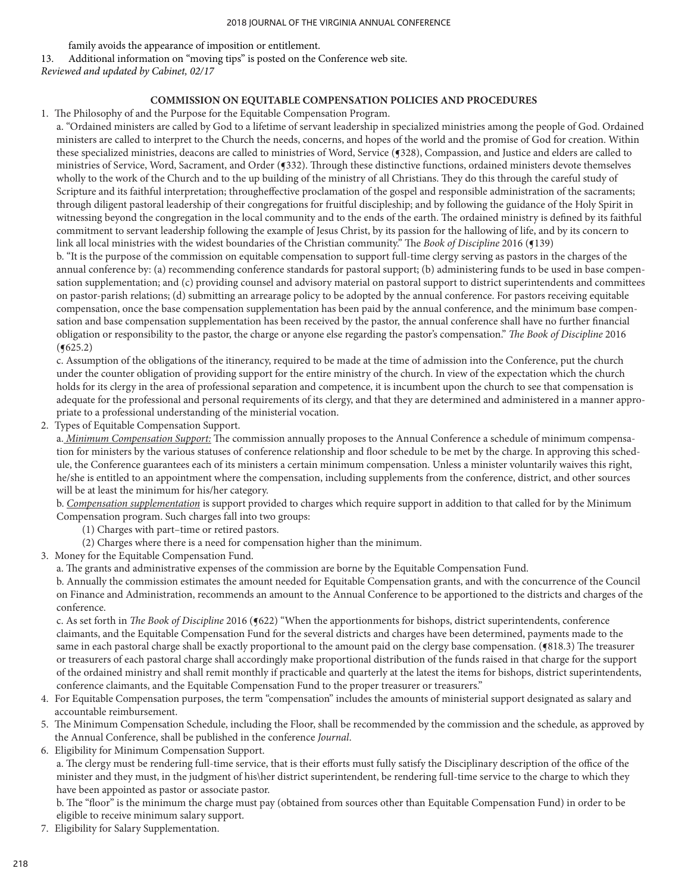family avoids the appearance of imposition or entitlement.

13. Additional information on "moving tips" is posted on the Conference web site.

*Reviewed and updated by Cabinet, 02/17*

**COMMISSION ON EQUITABLE COMPENSATION POLICIES AND PROCEDURES**

1. The Philosophy of and the Purpose for the Equitable Compensation Program.

   a. "Ordained ministers are called by God to a lifetime of servant leadership in specialized ministries among the people of God. Ordained ministers are called to interpret to the Church the needs, concerns, and hopes of the world and the promise of God for creation. Within these specialized ministries, deacons are called to ministries of Word, Service (¶328), Compassion, and Justice and elders are called to ministries of Service, Word, Sacrament, and Order (¶332). Through these distinctive functions, ordained ministers devote themselves wholly to the work of the Church and to the up building of the ministry of all Christians. They do this through the careful study of Scripture and its faithful interpretation; througheffective proclamation of the gospel and responsible administration of the sacraments; through diligent pastoral leadership of their congregations for fruitful discipleship; and by following the guidance of the Holy Spirit in witnessing beyond the congregation in the local community and to the ends of the earth. The ordained ministry is defined by its faithful commitment to servant leadership following the example of Jesus Christ, by its passion for the hallowing of life, and by its concern to link all local ministries with the widest boundaries of the Christian community." The *Book of Discipline* 2016 (¶139)

   b. "It is the purpose of the commission on equitable compensation to support full-time clergy serving as pastors in the charges of the annual conference by: (a) recommending conference standards for pastoral support; (b) administering funds to be used in base compensation supplementation; and (c) providing counsel and advisory material on pastoral support to district superintendents and committees on pastor-parish relations; (d) submitting an arrearage policy to be adopted by the annual conference. For pastors receiving equitable compensation, once the base compensation supplementation has been paid by the annual conference, and the minimum base compensation and base compensation supplementation has been received by the pastor, the annual conference shall have no further financial obligation or responsibility to the pastor, the charge or anyone else regarding the pastor's compensation." *The Book of Discipline* 2016 (¶625.2)

   c. Assumption of the obligations of the itinerancy, required to be made at the time of admission into the Conference, put the church under the counter obligation of providing support for the entire ministry of the church. In view of the expectation which the church holds for its clergy in the area of professional separation and competence, it is incumbent upon the church to see that compensation is adequate for the professional and personal requirements of its clergy, and that they are determined and administered in a manner appropriate to a professional understanding of the ministerial vocation.

2. Types of Equitable Compensation Support.

   a. *Minimum Compensation Support:* The commission annually proposes to the Annual Conference a schedule of minimum compensation for ministers by the various statuses of conference relationship and floor schedule to be met by the charge. In approving this schedule, the Conference guarantees each of its ministers a certain minimum compensation. Unless a minister voluntarily waives this right, he/she is entitled to an appointment where the compensation, including supplements from the conference, district, and other sources will be at least the minimum for his/her category.

   b. *Compensation supplementation* is support provided to charges which require support in addition to that called for by the Minimum Compensation program. Such charges fall into two groups:

      (1) Charges with part–time or retired pastors.

      (2) Charges where there is a need for compensation higher than the minimum.

3. Money for the Equitable Compensation Fund.

   a. The grants and administrative expenses of the commission are borne by the Equitable Compensation Fund.

   b. Annually the commission estimates the amount needed for Equitable Compensation grants, and with the concurrence of the Council on Finance and Administration, recommends an amount to the Annual Conference to be apportioned to the districts and charges of the conference.

   c. As set forth in *The Book of Discipline* 2016 (¶622) "When the apportionments for bishops, district superintendents, conference claimants, and the Equitable Compensation Fund for the several districts and charges have been determined, payments made to the same in each pastoral charge shall be exactly proportional to the amount paid on the clergy base compensation. (¶818.3) The treasurer or treasurers of each pastoral charge shall accordingly make proportional distribution of the funds raised in that charge for the support of the ordained ministry and shall remit monthly if practicable and quarterly at the latest the items for bishops, district superintendents, conference claimants, and the Equitable Compensation Fund to the proper treasurer or treasurers."

4. For Equitable Compensation purposes, the term "compensation" includes the amounts of ministerial support designated as salary and accountable reimbursement.

5. The Minimum Compensation Schedule, including the Floor, shall be recommended by the commission and the schedule, as approved by the Annual Conference, shall be published in the conference *Journal*.

6. Eligibility for Minimum Compensation Support.

   a. The clergy must be rendering full-time service, that is their efforts must fully satisfy the Disciplinary description of the office of the minister and they must, in the judgment of his\her district superintendent, be rendering full-time service to the charge to which they have been appointed as pastor or associate pastor.

   b. The "floor" is the minimum the charge must pay (obtained from sources other than Equitable Compensation Fund) in order to be eligible to receive minimum salary support.

7. Eligibility for Salary Supplementation.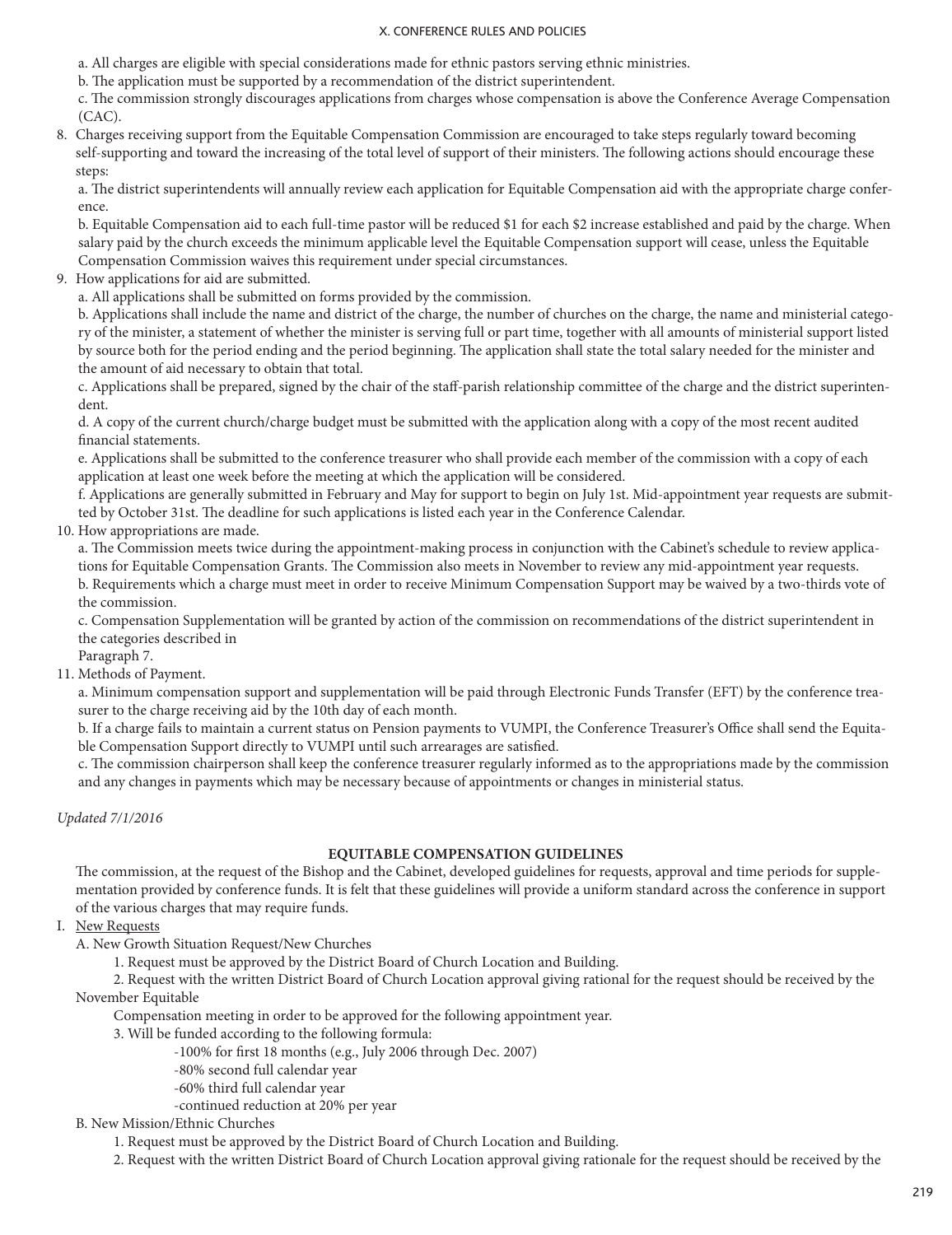a. All charges are eligible with special considerations made for ethnic pastors serving ethnic ministries.

b. The application must be supported by a recommendation of the district superintendent.

c. The commission strongly discourages applications from charges whose compensation is above the Conference Average Compensation (CAC).

8. Charges receiving support from the Equitable Compensation Commission are encouraged to take steps regularly toward becoming self-supporting and toward the increasing of the total level of support of their ministers. The following actions should encourage these steps:

   a. The district superintendents will annually review each application for Equitable Compensation aid with the appropriate charge conference.

   b. Equitable Compensation aid to each full-time pastor will be reduced $1 for each $2 increase established and paid by the charge. When salary paid by the church exceeds the minimum applicable level the Equitable Compensation support will cease, unless the Equitable Compensation Commission waives this requirement under special circumstances.

9. How applications for aid are submitted.

   a. All applications shall be submitted on forms provided by the commission.

   b. Applications shall include the name and district of the charge, the number of churches on the charge, the name and ministerial category of the minister, a statement of whether the minister is serving full or part time, together with all amounts of ministerial support listed by source both for the period ending and the period beginning. The application shall state the total salary needed for the minister and the amount of aid necessary to obtain that total.

   c. Applications shall be prepared, signed by the chair of the staff-parish relationship committee of the charge and the district superintendent.

   d. A copy of the current church/charge budget must be submitted with the application along with a copy of the most recent audited financial statements.

   e. Applications shall be submitted to the conference treasurer who shall provide each member of the commission with a copy of each application at least one week before the meeting at which the application will be considered.

   f. Applications are generally submitted in February and May for support to begin on July 1st. Mid-appointment year requests are submitted by October 31st. The deadline for such applications is listed each year in the Conference Calendar.

10. How appropriations are made.

   a. The Commission meets twice during the appointment-making process in conjunction with the Cabinet's schedule to review applications for Equitable Compensation Grants. The Commission also meets in November to review any mid-appointment year requests.

   b. Requirements which a charge must meet in order to receive Minimum Compensation Support may be waived by a two-thirds vote of the commission.

   c. Compensation Supplementation will be granted by action of the commission on recommendations of the district superintendent in the categories described in Paragraph 7.

11. Methods of Payment.

   a. Minimum compensation support and supplementation will be paid through Electronic Funds Transfer (EFT) by the conference treasurer to the charge receiving aid by the 10th day of each month.

   b. If a charge fails to maintain a current status on Pension payments to VUMPI, the Conference Treasurer's Office shall send the Equitable Compensation Support directly to VUMPI until such arrearages are satisfied.

   c. The commission chairperson shall keep the conference treasurer regularly informed as to the appropriations made by the commission and any changes in payments which may be necessary because of appointments or changes in ministerial status.

*Updated 7/1/2016*

## EQUITABLE COMPENSATION GUIDELINES

The commission, at the request of the Bishop and the Cabinet, developed guidelines for requests, approval and time periods for supplementation provided by conference funds. It is felt that these guidelines will provide a uniform standard across the conference in support of the various charges that may require funds.

I. New Requests

   A. New Growth Situation Request/New Churches

      1. Request must be approved by the District Board of Church Location and Building.

      2. Request with the written District Board of Church Location approval giving rational for the request should be received by the November Equitable Compensation meeting in order to be approved for the following appointment year.

      3. Will be funded according to the following formula:

         - 100% for first 18 months (e.g., July 2006 through Dec. 2007)
         - 80% second full calendar year
         - 60% third full calendar year
         - continued reduction at 20% per year

   B. New Mission/Ethnic Churches

      1. Request must be approved by the District Board of Church Location and Building.

      2. Request with the written District Board of Church Location approval giving rationale for the request should be received by the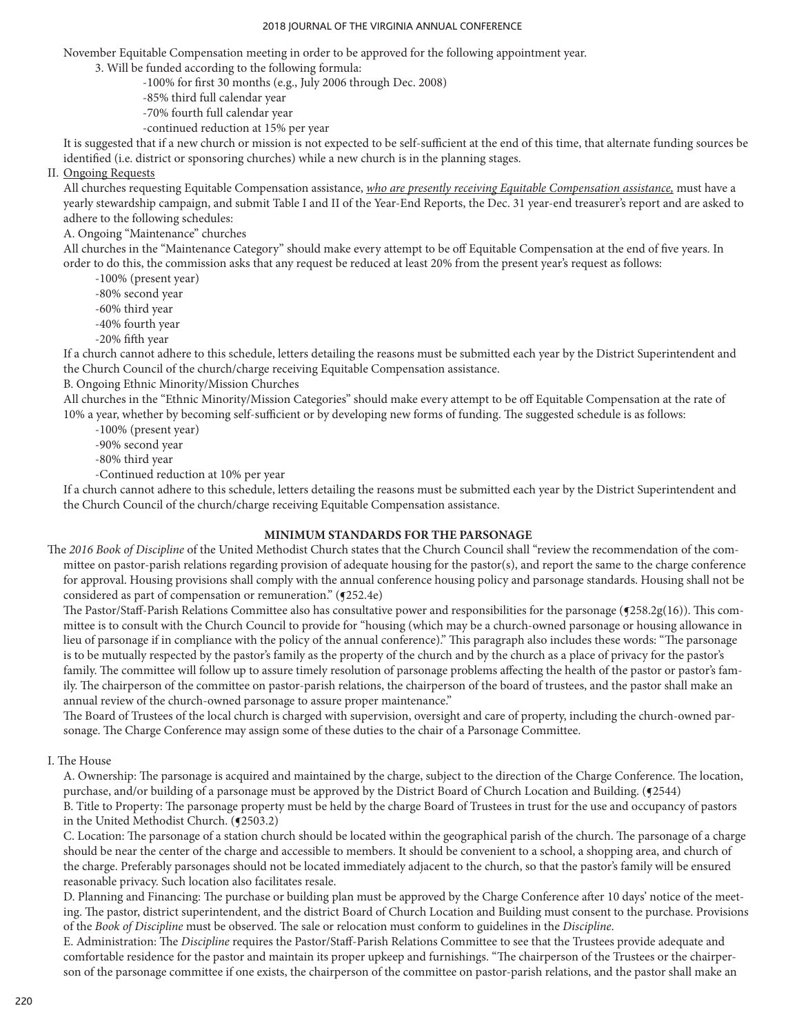November Equitable Compensation meeting in order to be approved for the following appointment year.

3. Will be funded according to the following formula:
   - -100% for first 30 months (e.g., July 2006 through Dec. 2008)
   - -85% third full calendar year
   - -70% fourth full calendar year
   - -continued reduction at 15% per year

It is suggested that if a new church or mission is not expected to be self-sufficient at the end of this time, that alternate funding sources be identified (i.e. district or sponsoring churches) while a new church is in the planning stages.

II. Ongoing Requests

All churches requesting Equitable Compensation assistance, *who are presently receiving Equitable Compensation assistance,* must have a yearly stewardship campaign, and submit Table I and II of the Year-End Reports, the Dec. 31 year-end treasurer's report and are asked to adhere to the following schedules:

A. Ongoing "Maintenance" churches

All churches in the "Maintenance Category" should make every attempt to be off Equitable Compensation at the end of five years. In order to do this, the commission asks that any request be reduced at least 20% from the present year's request as follows:

- -100% (present year)
- -80% second year
- -60% third year
- -40% fourth year
- -20% fifth year

If a church cannot adhere to this schedule, letters detailing the reasons must be submitted each year by the District Superintendent and the Church Council of the church/charge receiving Equitable Compensation assistance.

B. Ongoing Ethnic Minority/Mission Churches

All churches in the "Ethnic Minority/Mission Categories" should make every attempt to be off Equitable Compensation at the rate of 10% a year, whether by becoming self-sufficient or by developing new forms of funding. The suggested schedule is as follows:

- -100% (present year)
- -90% second year
- -80% third year
- -Continued reduction at 10% per year

If a church cannot adhere to this schedule, letters detailing the reasons must be submitted each year by the District Superintendent and the Church Council of the church/charge receiving Equitable Compensation assistance.

## MINIMUM STANDARDS FOR THE PARSONAGE

The *2016 Book of Discipline* of the United Methodist Church states that the Church Council shall "review the recommendation of the committee on pastor-parish relations regarding provision of adequate housing for the pastor(s), and report the same to the charge conference for approval. Housing provisions shall comply with the annual conference housing policy and parsonage standards. Housing shall not be considered as part of compensation or remuneration." (¶252.4e)

The Pastor/Staff-Parish Relations Committee also has consultative power and responsibilities for the parsonage (¶258.2g(16)). This committee is to consult with the Church Council to provide for "housing (which may be a church-owned parsonage or housing allowance in lieu of parsonage if in compliance with the policy of the annual conference)." This paragraph also includes these words: "The parsonage is to be mutually respected by the pastor's family as the property of the church and by the church as a place of privacy for the pastor's family. The committee will follow up to assure timely resolution of parsonage problems affecting the health of the pastor or pastor's family. The chairperson of the committee on pastor-parish relations, the chairperson of the board of trustees, and the pastor shall make an annual review of the church-owned parsonage to assure proper maintenance."

The Board of Trustees of the local church is charged with supervision, oversight and care of property, including the church-owned parsonage. The Charge Conference may assign some of these duties to the chair of a Parsonage Committee.

I. The House

A. Ownership: The parsonage is acquired and maintained by the charge, subject to the direction of the Charge Conference. The location, purchase, and/or building of a parsonage must be approved by the District Board of Church Location and Building. (¶2544)

B. Title to Property: The parsonage property must be held by the charge Board of Trustees in trust for the use and occupancy of pastors in the United Methodist Church. (¶2503.2)

C. Location: The parsonage of a station church should be located within the geographical parish of the church. The parsonage of a charge should be near the center of the charge and accessible to members. It should be convenient to a school, a shopping area, and church of the charge. Preferably parsonages should not be located immediately adjacent to the church, so that the pastor's family will be ensured reasonable privacy. Such location also facilitates resale.

D. Planning and Financing: The purchase or building plan must be approved by the Charge Conference after 10 days' notice of the meeting. The pastor, district superintendent, and the district Board of Church Location and Building must consent to the purchase. Provisions of the *Book of Discipline* must be observed. The sale or relocation must conform to guidelines in the *Discipline*.

E. Administration: The *Discipline* requires the Pastor/Staff-Parish Relations Committee to see that the Trustees provide adequate and comfortable residence for the pastor and maintain its proper upkeep and furnishings. "The chairperson of the Trustees or the chairperson of the parsonage committee if one exists, the chairperson of the committee on pastor-parish relations, and the pastor shall make an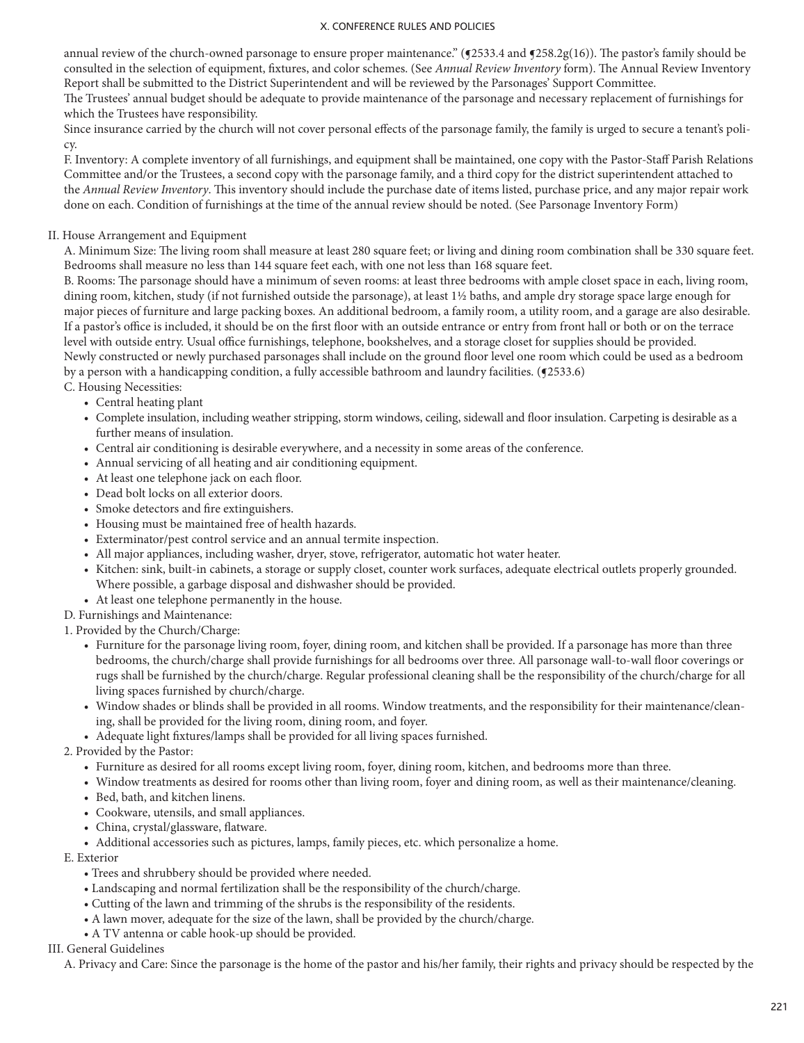annual review of the church-owned parsonage to ensure proper maintenance." (¶2533.4 and ¶258.2g(16)). The pastor's family should be consulted in the selection of equipment, fixtures, and color schemes. (See *Annual Review Inventory* form). The Annual Review Inventory Report shall be submitted to the District Superintendent and will be reviewed by the Parsonages' Support Committee.

The Trustees' annual budget should be adequate to provide maintenance of the parsonage and necessary replacement of furnishings for which the Trustees have responsibility.

Since insurance carried by the church will not cover personal effects of the parsonage family, the family is urged to secure a tenant's policy.

F. Inventory: A complete inventory of all furnishings, and equipment shall be maintained, one copy with the Pastor-Staff Parish Relations Committee and/or the Trustees, a second copy with the parsonage family, and a third copy for the district superintendent attached to the *Annual Review Inventory*. This inventory should include the purchase date of items listed, purchase price, and any major repair work done on each. Condition of furnishings at the time of the annual review should be noted. (See Parsonage Inventory Form)

II. House Arrangement and Equipment

A. Minimum Size: The living room shall measure at least 280 square feet; or living and dining room combination shall be 330 square feet. Bedrooms shall measure no less than 144 square feet each, with one not less than 168 square feet.

B. Rooms: The parsonage should have a minimum of seven rooms: at least three bedrooms with ample closet space in each, living room, dining room, kitchen, study (if not furnished outside the parsonage), at least 1½ baths, and ample dry storage space large enough for major pieces of furniture and large packing boxes. An additional bedroom, a family room, a utility room, and a garage are also desirable. If a pastor's office is included, it should be on the first floor with an outside entrance or entry from front hall or both or on the terrace level with outside entry. Usual office furnishings, telephone, bookshelves, and a storage closet for supplies should be provided.

Newly constructed or newly purchased parsonages shall include on the ground floor level one room which could be used as a bedroom by a person with a handicapping condition, a fully accessible bathroom and laundry facilities. (¶2533.6)

C. Housing Necessities:

- Central heating plant
- Complete insulation, including weather stripping, storm windows, ceiling, sidewall and floor insulation. Carpeting is desirable as a further means of insulation.
- Central air conditioning is desirable everywhere, and a necessity in some areas of the conference.
- Annual servicing of all heating and air conditioning equipment.
- At least one telephone jack on each floor.
- Dead bolt locks on all exterior doors.
- Smoke detectors and fire extinguishers.
- Housing must be maintained free of health hazards.
- Exterminator/pest control service and an annual termite inspection.
- All major appliances, including washer, dryer, stove, refrigerator, automatic hot water heater.
- Kitchen: sink, built-in cabinets, a storage or supply closet, counter work surfaces, adequate electrical outlets properly grounded. Where possible, a garbage disposal and dishwasher should be provided.
- At least one telephone permanently in the house.

D. Furnishings and Maintenance:

1. Provided by the Church/Charge:
   - Furniture for the parsonage living room, foyer, dining room, and kitchen shall be provided. If a parsonage has more than three bedrooms, the church/charge shall provide furnishings for all bedrooms over three. All parsonage wall-to-wall floor coverings or rugs shall be furnished by the church/charge. Regular professional cleaning shall be the responsibility of the church/charge for all living spaces furnished by church/charge.
   - Window shades or blinds shall be provided in all rooms. Window treatments, and the responsibility for their maintenance/cleaning, shall be provided for the living room, dining room, and foyer.
   - Adequate light fixtures/lamps shall be provided for all living spaces furnished.
2. Provided by the Pastor:
   - Furniture as desired for all rooms except living room, foyer, dining room, kitchen, and bedrooms more than three.
   - Window treatments as desired for rooms other than living room, foyer and dining room, as well as their maintenance/cleaning.
   - Bed, bath, and kitchen linens.
   - Cookware, utensils, and small appliances.
   - China, crystal/glassware, flatware.
   - Additional accessories such as pictures, lamps, family pieces, etc. which personalize a home.

E. Exterior

- Trees and shrubbery should be provided where needed.
- Landscaping and normal fertilization shall be the responsibility of the church/charge.
- Cutting of the lawn and trimming of the shrubs is the responsibility of the residents.
- A lawn mover, adequate for the size of the lawn, shall be provided by the church/charge.
- A TV antenna or cable hook-up should be provided.

III. General Guidelines

A. Privacy and Care: Since the parsonage is the home of the pastor and his/her family, their rights and privacy should be respected by the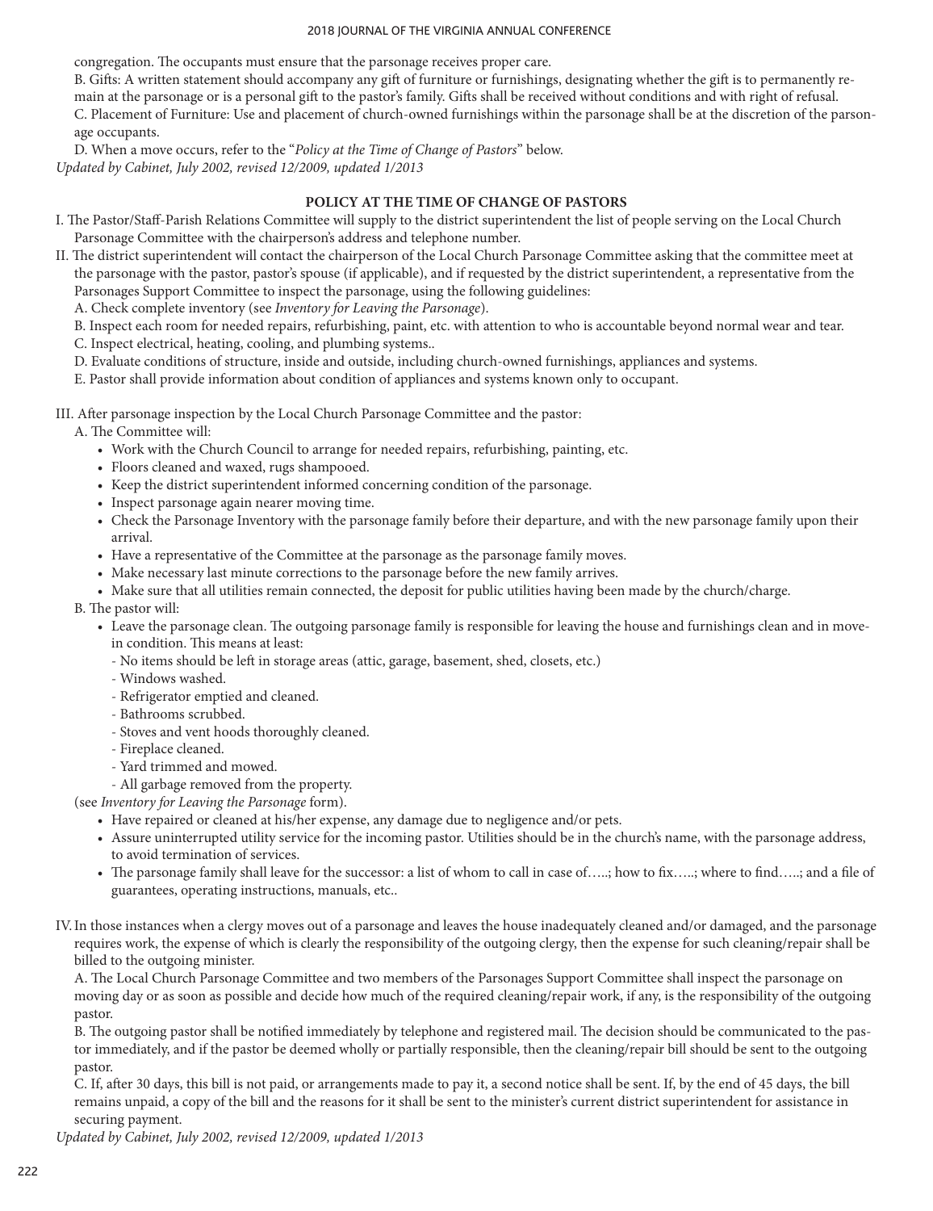congregation. The occupants must ensure that the parsonage receives proper care.

B. Gifts: A written statement should accompany any gift of furniture or furnishings, designating whether the gift is to permanently remain at the parsonage or is a personal gift to the pastor's family. Gifts shall be received without conditions and with right of refusal.

C. Placement of Furniture: Use and placement of church-owned furnishings within the parsonage shall be at the discretion of the parsonage occupants.

D. When a move occurs, refer to the "*Policy at the Time of Change of Pastors*" below.

*Updated by Cabinet, July 2002, revised 12/2009, updated 1/2013*

## POLICY AT THE TIME OF CHANGE OF PASTORS

I. The Pastor/Staff-Parish Relations Committee will supply to the district superintendent the list of people serving on the Local Church Parsonage Committee with the chairperson's address and telephone number.

II. The district superintendent will contact the chairperson of the Local Church Parsonage Committee asking that the committee meet at the parsonage with the pastor, pastor's spouse (if applicable), and if requested by the district superintendent, a representative from the Parsonages Support Committee to inspect the parsonage, using the following guidelines:

A. Check complete inventory (see *Inventory for Leaving the Parsonage*).

B. Inspect each room for needed repairs, refurbishing, paint, etc. with attention to who is accountable beyond normal wear and tear.

C. Inspect electrical, heating, cooling, and plumbing systems..

D. Evaluate conditions of structure, inside and outside, including church-owned furnishings, appliances and systems.

E. Pastor shall provide information about condition of appliances and systems known only to occupant.

III. After parsonage inspection by the Local Church Parsonage Committee and the pastor:

A. The Committee will:

- Work with the Church Council to arrange for needed repairs, refurbishing, painting, etc.
- Floors cleaned and waxed, rugs shampooed.
- Keep the district superintendent informed concerning condition of the parsonage.
- Inspect parsonage again nearer moving time.
- Check the Parsonage Inventory with the parsonage family before their departure, and with the new parsonage family upon their arrival.
- Have a representative of the Committee at the parsonage as the parsonage family moves.
- Make necessary last minute corrections to the parsonage before the new family arrives.
- Make sure that all utilities remain connected, the deposit for public utilities having been made by the church/charge.

B. The pastor will:

- Leave the parsonage clean. The outgoing parsonage family is responsible for leaving the house and furnishings clean and in move-in condition. This means at least:
  - No items should be left in storage areas (attic, garage, basement, shed, closets, etc.)
  - Windows washed.
  - Refrigerator emptied and cleaned.
  - Bathrooms scrubbed.
  - Stoves and vent hoods thoroughly cleaned.
  - Fireplace cleaned.
  - Yard trimmed and mowed.
  - All garbage removed from the property.

(see *Inventory for Leaving the Parsonage* form).

- Have repaired or cleaned at his/her expense, any damage due to negligence and/or pets.
- Assure uninterrupted utility service for the incoming pastor. Utilities should be in the church's name, with the parsonage address, to avoid termination of services.
- The parsonage family shall leave for the successor: a list of whom to call in case of…..; how to fix…..; where to find…..; and a file of guarantees, operating instructions, manuals, etc..

IV. In those instances when a clergy moves out of a parsonage and leaves the house inadequately cleaned and/or damaged, and the parsonage requires work, the expense of which is clearly the responsibility of the outgoing clergy, then the expense for such cleaning/repair shall be billed to the outgoing minister.

A. The Local Church Parsonage Committee and two members of the Parsonages Support Committee shall inspect the parsonage on moving day or as soon as possible and decide how much of the required cleaning/repair work, if any, is the responsibility of the outgoing pastor.

B. The outgoing pastor shall be notified immediately by telephone and registered mail. The decision should be communicated to the pastor immediately, and if the pastor be deemed wholly or partially responsible, then the cleaning/repair bill should be sent to the outgoing pastor.

C. If, after 30 days, this bill is not paid, or arrangements made to pay it, a second notice shall be sent. If, by the end of 45 days, the bill remains unpaid, a copy of the bill and the reasons for it shall be sent to the minister's current district superintendent for assistance in securing payment.

*Updated by Cabinet, July 2002, revised 12/2009, updated 1/2013*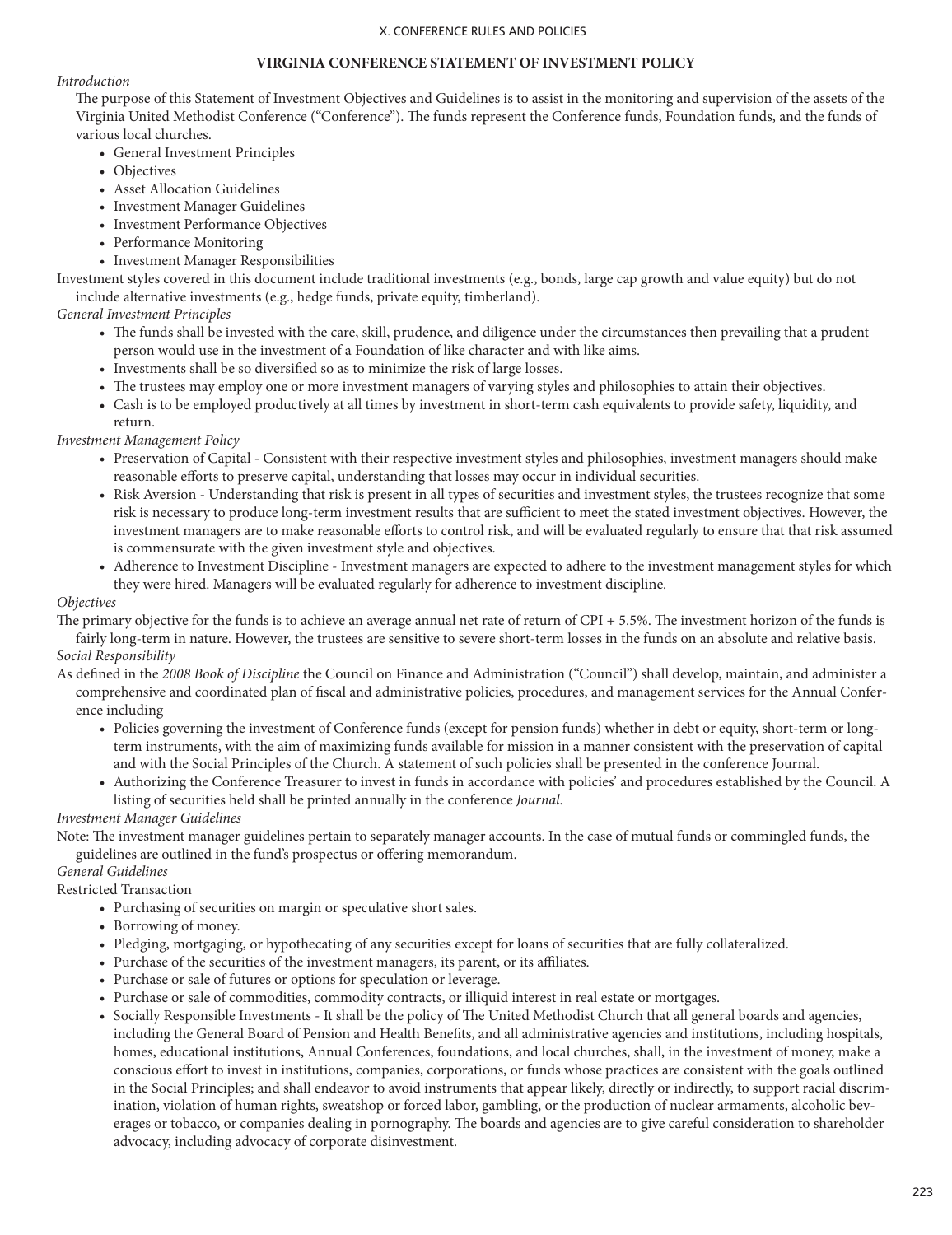## VIRGINIA CONFERENCE STATEMENT OF INVESTMENT POLICY

*Introduction*

The purpose of this Statement of Investment Objectives and Guidelines is to assist in the monitoring and supervision of the assets of the Virginia United Methodist Conference ("Conference"). The funds represent the Conference funds, Foundation funds, and the funds of various local churches.

- General Investment Principles
- Objectives
- Asset Allocation Guidelines
- Investment Manager Guidelines
- Investment Performance Objectives
- Performance Monitoring
- Investment Manager Responsibilities

Investment styles covered in this document include traditional investments (e.g., bonds, large cap growth and value equity) but do not include alternative investments (e.g., hedge funds, private equity, timberland).

*General Investment Principles*

- The funds shall be invested with the care, skill, prudence, and diligence under the circumstances then prevailing that a prudent person would use in the investment of a Foundation of like character and with like aims.
- Investments shall be so diversified so as to minimize the risk of large losses.
- The trustees may employ one or more investment managers of varying styles and philosophies to attain their objectives.
- Cash is to be employed productively at all times by investment in short-term cash equivalents to provide safety, liquidity, and return.

*Investment Management Policy*

- Preservation of Capital - Consistent with their respective investment styles and philosophies, investment managers should make reasonable efforts to preserve capital, understanding that losses may occur in individual securities.
- Risk Aversion - Understanding that risk is present in all types of securities and investment styles, the trustees recognize that some risk is necessary to produce long-term investment results that are sufficient to meet the stated investment objectives. However, the investment managers are to make reasonable efforts to control risk, and will be evaluated regularly to ensure that that risk assumed is commensurate with the given investment style and objectives.
- Adherence to Investment Discipline - Investment managers are expected to adhere to the investment management styles for which they were hired. Managers will be evaluated regularly for adherence to investment discipline.

*Objectives*

The primary objective for the funds is to achieve an average annual net rate of return of CPI + 5.5%. The investment horizon of the funds is fairly long-term in nature. However, the trustees are sensitive to severe short-term losses in the funds on an absolute and relative basis.

*Social Responsibility*

As defined in the *2008 Book of Discipline* the Council on Finance and Administration ("Council") shall develop, maintain, and administer a comprehensive and coordinated plan of fiscal and administrative policies, procedures, and management services for the Annual Conference including

- Policies governing the investment of Conference funds (except for pension funds) whether in debt or equity, short-term or long-term instruments, with the aim of maximizing funds available for mission in a manner consistent with the preservation of capital and with the Social Principles of the Church. A statement of such policies shall be presented in the conference Journal.
- Authorizing the Conference Treasurer to invest in funds in accordance with policies' and procedures established by the Council. A listing of securities held shall be printed annually in the conference *Journal*.

*Investment Manager Guidelines*

Note: The investment manager guidelines pertain to separately manager accounts. In the case of mutual funds or commingled funds, the guidelines are outlined in the fund's prospectus or offering memorandum.

*General Guidelines*

Restricted Transaction

- Purchasing of securities on margin or speculative short sales.
- Borrowing of money.
- Pledging, mortgaging, or hypothecating of any securities except for loans of securities that are fully collateralized.
- Purchase of the securities of the investment managers, its parent, or its affiliates.
- Purchase or sale of futures or options for speculation or leverage.
- Purchase or sale of commodities, commodity contracts, or illiquid interest in real estate or mortgages.
- Socially Responsible Investments - It shall be the policy of The United Methodist Church that all general boards and agencies, including the General Board of Pension and Health Benefits, and all administrative agencies and institutions, including hospitals, homes, educational institutions, Annual Conferences, foundations, and local churches, shall, in the investment of money, make a conscious effort to invest in institutions, companies, corporations, or funds whose practices are consistent with the goals outlined in the Social Principles; and shall endeavor to avoid instruments that appear likely, directly or indirectly, to support racial discrimination, violation of human rights, sweatshop or forced labor, gambling, or the production of nuclear armaments, alcoholic beverages or tobacco, or companies dealing in pornography. The boards and agencies are to give careful consideration to shareholder advocacy, including advocacy of corporate disinvestment.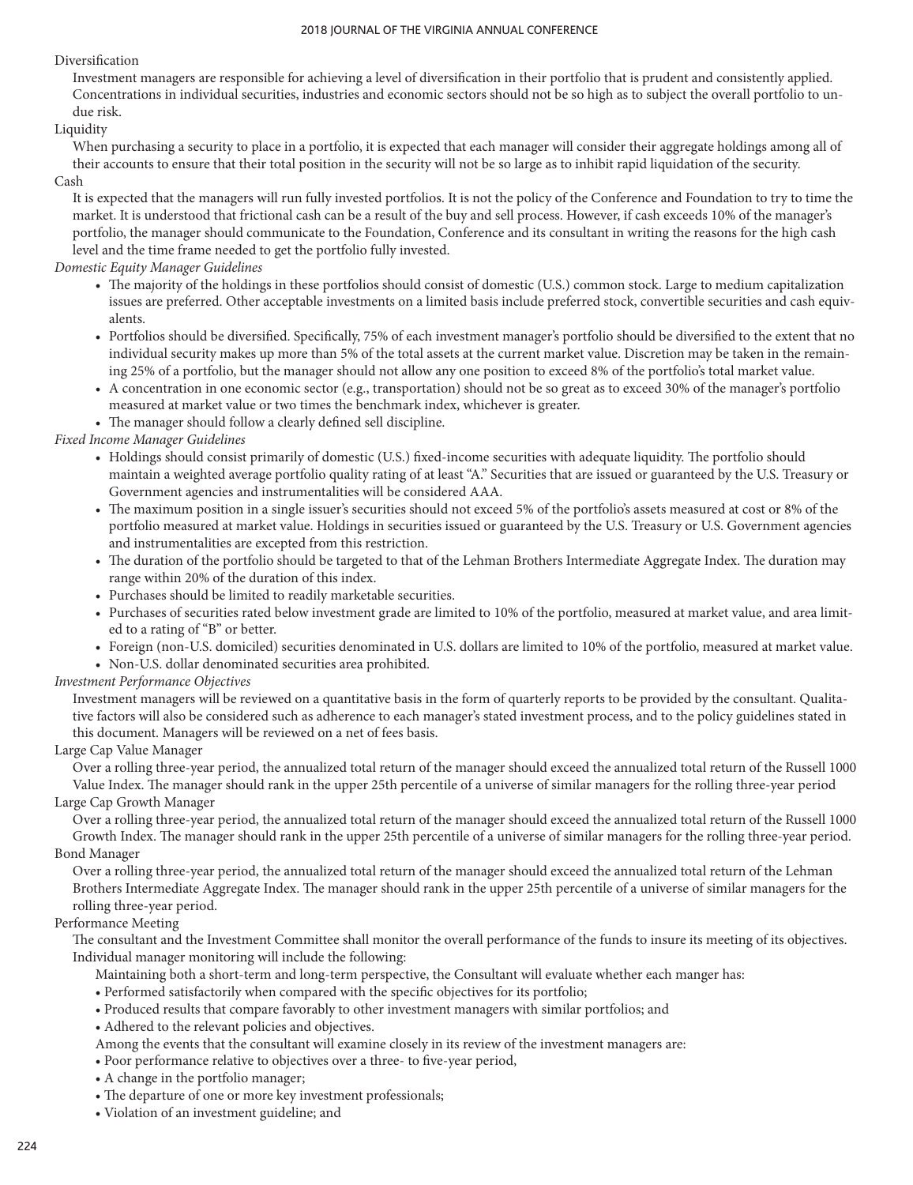Diversification

Investment managers are responsible for achieving a level of diversification in their portfolio that is prudent and consistently applied. Concentrations in individual securities, industries and economic sectors should not be so high as to subject the overall portfolio to undue risk.

Liquidity

When purchasing a security to place in a portfolio, it is expected that each manager will consider their aggregate holdings among all of their accounts to ensure that their total position in the security will not be so large as to inhibit rapid liquidation of the security.

Cash

It is expected that the managers will run fully invested portfolios. It is not the policy of the Conference and Foundation to try to time the market. It is understood that frictional cash can be a result of the buy and sell process. However, if cash exceeds 10% of the manager's portfolio, the manager should communicate to the Foundation, Conference and its consultant in writing the reasons for the high cash level and the time frame needed to get the portfolio fully invested.

*Domestic Equity Manager Guidelines*

- The majority of the holdings in these portfolios should consist of domestic (U.S.) common stock. Large to medium capitalization issues are preferred. Other acceptable investments on a limited basis include preferred stock, convertible securities and cash equivalents.
- Portfolios should be diversified. Specifically, 75% of each investment manager's portfolio should be diversified to the extent that no individual security makes up more than 5% of the total assets at the current market value. Discretion may be taken in the remaining 25% of a portfolio, but the manager should not allow any one position to exceed 8% of the portfolio's total market value.
- A concentration in one economic sector (e.g., transportation) should not be so great as to exceed 30% of the manager's portfolio measured at market value or two times the benchmark index, whichever is greater.
- The manager should follow a clearly defined sell discipline.

*Fixed Income Manager Guidelines*

- Holdings should consist primarily of domestic (U.S.) fixed-income securities with adequate liquidity. The portfolio should maintain a weighted average portfolio quality rating of at least "A." Securities that are issued or guaranteed by the U.S. Treasury or Government agencies and instrumentalities will be considered AAA.
- The maximum position in a single issuer's securities should not exceed 5% of the portfolio's assets measured at cost or 8% of the portfolio measured at market value. Holdings in securities issued or guaranteed by the U.S. Treasury or U.S. Government agencies and instrumentalities are excepted from this restriction.
- The duration of the portfolio should be targeted to that of the Lehman Brothers Intermediate Aggregate Index. The duration may range within 20% of the duration of this index.
- Purchases should be limited to readily marketable securities.
- Purchases of securities rated below investment grade are limited to 10% of the portfolio, measured at market value, and area limited to a rating of "B" or better.
- Foreign (non-U.S. domiciled) securities denominated in U.S. dollars are limited to 10% of the portfolio, measured at market value.
- Non-U.S. dollar denominated securities area prohibited.

*Investment Performance Objectives*

Investment managers will be reviewed on a quantitative basis in the form of quarterly reports to be provided by the consultant. Qualitative factors will also be considered such as adherence to each manager's stated investment process, and to the policy guidelines stated in this document. Managers will be reviewed on a net of fees basis.

Large Cap Value Manager

Over a rolling three-year period, the annualized total return of the manager should exceed the annualized total return of the Russell 1000 Value Index. The manager should rank in the upper 25th percentile of a universe of similar managers for the rolling three-year period

Large Cap Growth Manager

Over a rolling three-year period, the annualized total return of the manager should exceed the annualized total return of the Russell 1000 Growth Index. The manager should rank in the upper 25th percentile of a universe of similar managers for the rolling three-year period.

Bond Manager

Over a rolling three-year period, the annualized total return of the manager should exceed the annualized total return of the Lehman Brothers Intermediate Aggregate Index. The manager should rank in the upper 25th percentile of a universe of similar managers for the rolling three-year period.

Performance Meeting

The consultant and the Investment Committee shall monitor the overall performance of the funds to insure its meeting of its objectives. Individual manager monitoring will include the following:

Maintaining both a short-term and long-term perspective, the Consultant will evaluate whether each manger has:

- Performed satisfactorily when compared with the specific objectives for its portfolio;
- Produced results that compare favorably to other investment managers with similar portfolios; and
- Adhered to the relevant policies and objectives.

Among the events that the consultant will examine closely in its review of the investment managers are:

- Poor performance relative to objectives over a three- to five-year period,
- A change in the portfolio manager;
- The departure of one or more key investment professionals;
- Violation of an investment guideline; and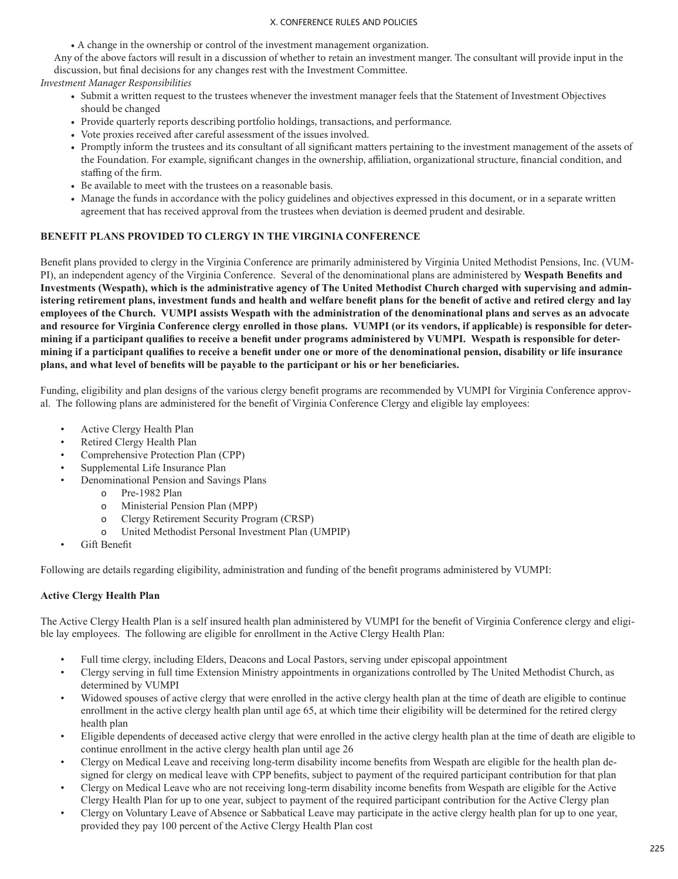- A change in the ownership or control of the investment management organization.

Any of the above factors will result in a discussion of whether to retain an investment manger. The consultant will provide input in the discussion, but final decisions for any changes rest with the Investment Committee.

*Investment Manager Responsibilities*

- Submit a written request to the trustees whenever the investment manager feels that the Statement of Investment Objectives should be changed
- Provide quarterly reports describing portfolio holdings, transactions, and performance.
- Vote proxies received after careful assessment of the issues involved.
- Promptly inform the trustees and its consultant of all significant matters pertaining to the investment management of the assets of the Foundation. For example, significant changes in the ownership, affiliation, organizational structure, financial condition, and staffing of the firm.
- Be available to meet with the trustees on a reasonable basis.
- Manage the funds in accordance with the policy guidelines and objectives expressed in this document, or in a separate written agreement that has received approval from the trustees when deviation is deemed prudent and desirable.

## BENEFIT PLANS PROVIDED TO CLERGY IN THE VIRGINIA CONFERENCE

Benefit plans provided to clergy in the Virginia Conference are primarily administered by Virginia United Methodist Pensions, Inc. (VUMPI), an independent agency of the Virginia Conference. Several of the denominational plans are administered by **Wespath Benefits and Investments (Wespath), which is the administrative agency of The United Methodist Church charged with supervising and administering retirement plans, investment funds and health and welfare benefit plans for the benefit of active and retired clergy and lay employees of the Church. VUMPI assists Wespath with the administration of the denominational plans and serves as an advocate and resource for Virginia Conference clergy enrolled in those plans. VUMPI (or its vendors, if applicable) is responsible for determining if a participant qualifies to receive a benefit under programs administered by VUMPI. Wespath is responsible for determining if a participant qualifies to receive a benefit under one or more of the denominational pension, disability or life insurance plans, and what level of benefits will be payable to the participant or his or her beneficiaries.**

Funding, eligibility and plan designs of the various clergy benefit programs are recommended by VUMPI for Virginia Conference approval. The following plans are administered for the benefit of Virginia Conference Clergy and eligible lay employees:

- Active Clergy Health Plan
- Retired Clergy Health Plan
- Comprehensive Protection Plan (CPP)
- Supplemental Life Insurance Plan
- Denominational Pension and Savings Plans
  - Pre-1982 Plan
  - Ministerial Pension Plan (MPP)
  - Clergy Retirement Security Program (CRSP)
  - United Methodist Personal Investment Plan (UMPIP)
- Gift Benefit

Following are details regarding eligibility, administration and funding of the benefit programs administered by VUMPI:

### Active Clergy Health Plan

The Active Clergy Health Plan is a self insured health plan administered by VUMPI for the benefit of Virginia Conference clergy and eligible lay employees. The following are eligible for enrollment in the Active Clergy Health Plan:

- Full time clergy, including Elders, Deacons and Local Pastors, serving under episcopal appointment
- Clergy serving in full time Extension Ministry appointments in organizations controlled by The United Methodist Church, as determined by VUMPI
- Widowed spouses of active clergy that were enrolled in the active clergy health plan at the time of death are eligible to continue enrollment in the active clergy health plan until age 65, at which time their eligibility will be determined for the retired clergy health plan
- Eligible dependents of deceased active clergy that were enrolled in the active clergy health plan at the time of death are eligible to continue enrollment in the active clergy health plan until age 26
- Clergy on Medical Leave and receiving long-term disability income benefits from Wespath are eligible for the health plan designed for clergy on medical leave with CPP benefits, subject to payment of the required participant contribution for that plan
- Clergy on Medical Leave who are not receiving long-term disability income benefits from Wespath are eligible for the Active Clergy Health Plan for up to one year, subject to payment of the required participant contribution for the Active Clergy plan
- Clergy on Voluntary Leave of Absence or Sabbatical Leave may participate in the active clergy health plan for up to one year, provided they pay 100 percent of the Active Clergy Health Plan cost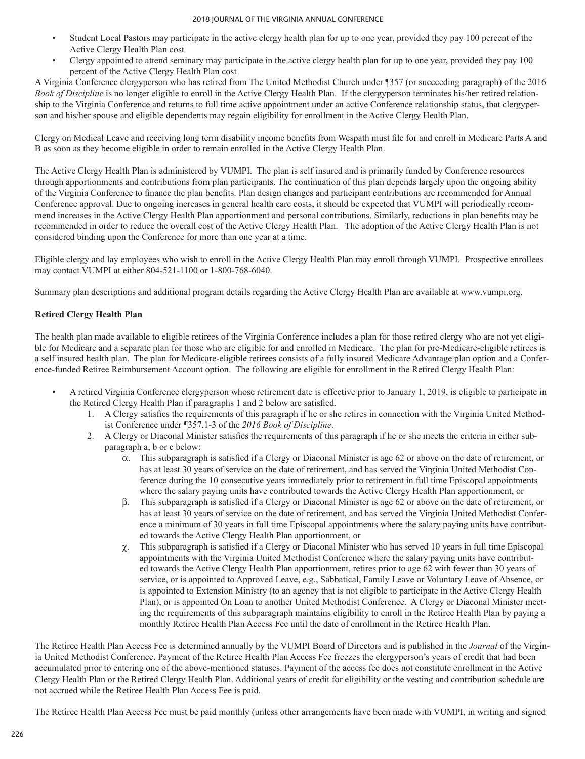- Student Local Pastors may participate in the active clergy health plan for up to one year, provided they pay 100 percent of the Active Clergy Health Plan cost
- Clergy appointed to attend seminary may participate in the active clergy health plan for up to one year, provided they pay 100 percent of the Active Clergy Health Plan cost

A Virginia Conference clergyperson who has retired from The United Methodist Church under ¶357 (or succeeding paragraph) of the 2016 *Book of Discipline* is no longer eligible to enroll in the Active Clergy Health Plan. If the clergyperson terminates his/her retired relationship to the Virginia Conference and returns to full time active appointment under an active Conference relationship status, that clergyperson and his/her spouse and eligible dependents may regain eligibility for enrollment in the Active Clergy Health Plan.

Clergy on Medical Leave and receiving long term disability income benefits from Wespath must file for and enroll in Medicare Parts A and B as soon as they become eligible in order to remain enrolled in the Active Clergy Health Plan.

The Active Clergy Health Plan is administered by VUMPI. The plan is self insured and is primarily funded by Conference resources through apportionments and contributions from plan participants. The continuation of this plan depends largely upon the ongoing ability of the Virginia Conference to finance the plan benefits. Plan design changes and participant contributions are recommended for Annual Conference approval. Due to ongoing increases in general health care costs, it should be expected that VUMPI will periodically recommend increases in the Active Clergy Health Plan apportionment and personal contributions. Similarly, reductions in plan benefits may be recommended in order to reduce the overall cost of the Active Clergy Health Plan. The adoption of the Active Clergy Health Plan is not considered binding upon the Conference for more than one year at a time.

Eligible clergy and lay employees who wish to enroll in the Active Clergy Health Plan may enroll through VUMPI. Prospective enrollees may contact VUMPI at either 804-521-1100 or 1-800-768-6040.

Summary plan descriptions and additional program details regarding the Active Clergy Health Plan are available at www.vumpi.org.

**Retired Clergy Health Plan**

The health plan made available to eligible retirees of the Virginia Conference includes a plan for those retired clergy who are not yet eligible for Medicare and a separate plan for those who are eligible for and enrolled in Medicare. The plan for pre-Medicare-eligible retirees is a self insured health plan. The plan for Medicare-eligible retirees consists of a fully insured Medicare Advantage plan option and a Conference-funded Retiree Reimbursement Account option. The following are eligible for enrollment in the Retired Clergy Health Plan:

- A retired Virginia Conference clergyperson whose retirement date is effective prior to January 1, 2019, is eligible to participate in the Retired Clergy Health Plan if paragraphs 1 and 2 below are satisfied.
  1. A Clergy satisfies the requirements of this paragraph if he or she retires in connection with the Virginia United Methodist Conference under ¶357.1-3 of the *2016 Book of Discipline*.
  2. A Clergy or Diaconal Minister satisfies the requirements of this paragraph if he or she meets the criteria in either subparagraph a, b or c below:
     - α. This subparagraph is satisfied if a Clergy or Diaconal Minister is age 62 or above on the date of retirement, or has at least 30 years of service on the date of retirement, and has served the Virginia United Methodist Conference during the 10 consecutive years immediately prior to retirement in full time Episcopal appointments where the salary paying units have contributed towards the Active Clergy Health Plan apportionment, or
     - β. This subparagraph is satisfied if a Clergy or Diaconal Minister is age 62 or above on the date of retirement, or has at least 30 years of service on the date of retirement, and has served the Virginia United Methodist Conference a minimum of 30 years in full time Episcopal appointments where the salary paying units have contributed towards the Active Clergy Health Plan apportionment, or
     - χ. This subparagraph is satisfied if a Clergy or Diaconal Minister who has served 10 years in full time Episcopal appointments with the Virginia United Methodist Conference where the salary paying units have contributed towards the Active Clergy Health Plan apportionment, retires prior to age 62 with fewer than 30 years of service, or is appointed to Approved Leave, e.g., Sabbatical, Family Leave or Voluntary Leave of Absence, or is appointed to Extension Ministry (to an agency that is not eligible to participate in the Active Clergy Health Plan), or is appointed On Loan to another United Methodist Conference. A Clergy or Diaconal Minister meeting the requirements of this subparagraph maintains eligibility to enroll in the Retiree Health Plan by paying a monthly Retiree Health Plan Access Fee until the date of enrollment in the Retiree Health Plan.

The Retiree Health Plan Access Fee is determined annually by the VUMPI Board of Directors and is published in the *Journal* of the Virginia United Methodist Conference. Payment of the Retiree Health Plan Access Fee freezes the clergyperson's years of credit that had been accumulated prior to entering one of the above-mentioned statuses. Payment of the access fee does not constitute enrollment in the Active Clergy Health Plan or the Retired Clergy Health Plan. Additional years of credit for eligibility or the vesting and contribution schedule are not accrued while the Retiree Health Plan Access Fee is paid.

The Retiree Health Plan Access Fee must be paid monthly (unless other arrangements have been made with VUMPI, in writing and signed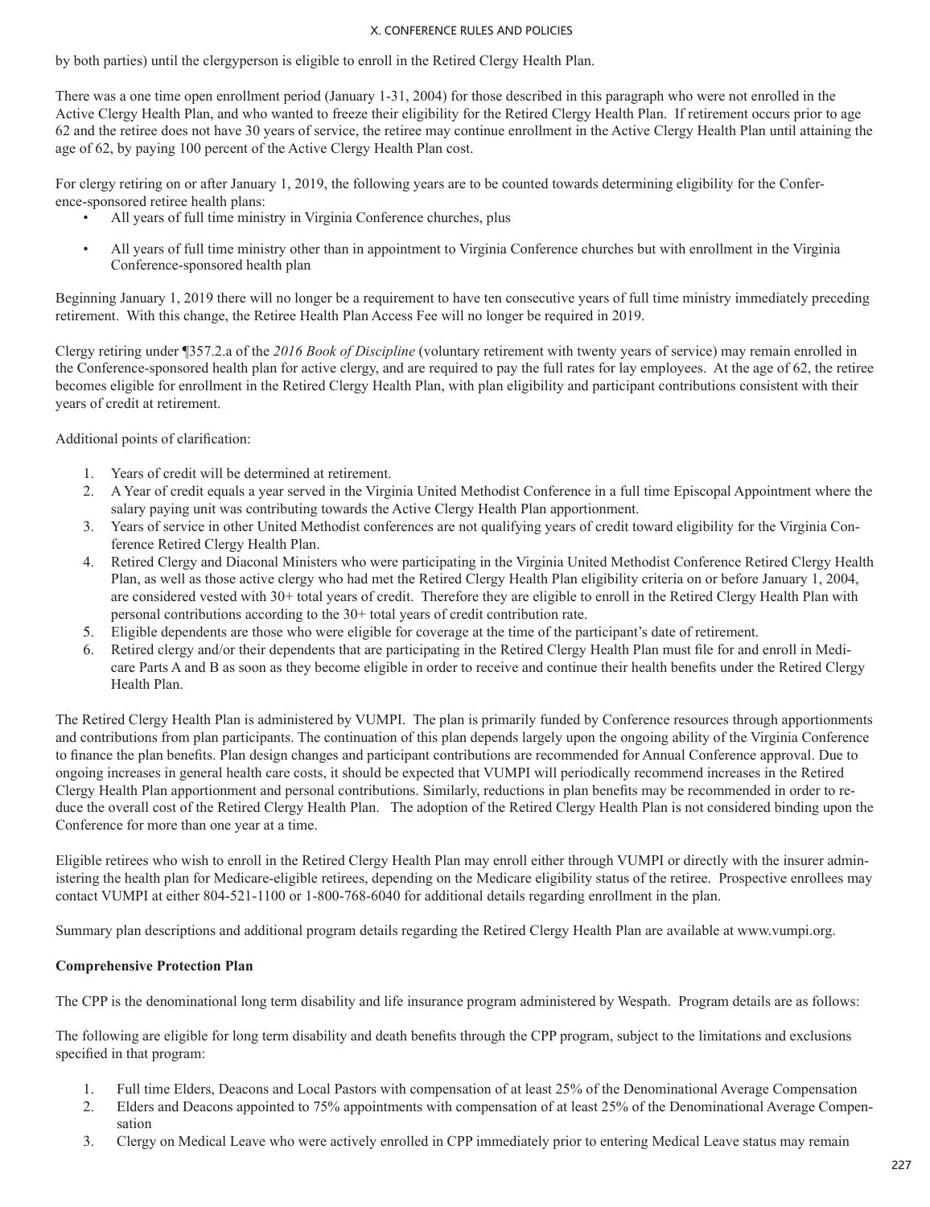by both parties) until the clergyperson is eligible to enroll in the Retired Clergy Health Plan.

There was a one time open enrollment period (January 1-31, 2004) for those described in this paragraph who were not enrolled in the Active Clergy Health Plan, and who wanted to freeze their eligibility for the Retired Clergy Health Plan. If retirement occurs prior to age 62 and the retiree does not have 30 years of service, the retiree may continue enrollment in the Active Clergy Health Plan until attaining the age of 62, by paying 100 percent of the Active Clergy Health Plan cost.

For clergy retiring on or after January 1, 2019, the following years are to be counted towards determining eligibility for the Conference-sponsored retiree health plans:

- All years of full time ministry in Virginia Conference churches, plus
- All years of full time ministry other than in appointment to Virginia Conference churches but with enrollment in the Virginia Conference-sponsored health plan

Beginning January 1, 2019 there will no longer be a requirement to have ten consecutive years of full time ministry immediately preceding retirement. With this change, the Retiree Health Plan Access Fee will no longer be required in 2019.

Clergy retiring under ¶357.2.a of the *2016 Book of Discipline* (voluntary retirement with twenty years of service) may remain enrolled in the Conference-sponsored health plan for active clergy, and are required to pay the full rates for lay employees. At the age of 62, the retiree becomes eligible for enrollment in the Retired Clergy Health Plan, with plan eligibility and participant contributions consistent with their years of credit at retirement.

Additional points of clarification:

1. Years of credit will be determined at retirement.
2. A Year of credit equals a year served in the Virginia United Methodist Conference in a full time Episcopal Appointment where the salary paying unit was contributing towards the Active Clergy Health Plan apportionment.
3. Years of service in other United Methodist conferences are not qualifying years of credit toward eligibility for the Virginia Conference Retired Clergy Health Plan.
4. Retired Clergy and Diaconal Ministers who were participating in the Virginia United Methodist Conference Retired Clergy Health Plan, as well as those active clergy who had met the Retired Clergy Health Plan eligibility criteria on or before January 1, 2004, are considered vested with 30+ total years of credit. Therefore they are eligible to enroll in the Retired Clergy Health Plan with personal contributions according to the 30+ total years of credit contribution rate.
5. Eligible dependents are those who were eligible for coverage at the time of the participant's date of retirement.
6. Retired clergy and/or their dependents that are participating in the Retired Clergy Health Plan must file for and enroll in Medicare Parts A and B as soon as they become eligible in order to receive and continue their health benefits under the Retired Clergy Health Plan.

The Retired Clergy Health Plan is administered by VUMPI. The plan is primarily funded by Conference resources through apportionments and contributions from plan participants. The continuation of this plan depends largely upon the ongoing ability of the Virginia Conference to finance the plan benefits. Plan design changes and participant contributions are recommended for Annual Conference approval. Due to ongoing increases in general health care costs, it should be expected that VUMPI will periodically recommend increases in the Retired Clergy Health Plan apportionment and personal contributions. Similarly, reductions in plan benefits may be recommended in order to reduce the overall cost of the Retired Clergy Health Plan. The adoption of the Retired Clergy Health Plan is not considered binding upon the Conference for more than one year at a time.

Eligible retirees who wish to enroll in the Retired Clergy Health Plan may enroll either through VUMPI or directly with the insurer administering the health plan for Medicare-eligible retirees, depending on the Medicare eligibility status of the retiree. Prospective enrollees may contact VUMPI at either 804-521-1100 or 1-800-768-6040 for additional details regarding enrollment in the plan.

Summary plan descriptions and additional program details regarding the Retired Clergy Health Plan are available at www.vumpi.org.

**Comprehensive Protection Plan**

The CPP is the denominational long term disability and life insurance program administered by Wespath. Program details are as follows:

The following are eligible for long term disability and death benefits through the CPP program, subject to the limitations and exclusions specified in that program:

1. Full time Elders, Deacons and Local Pastors with compensation of at least 25% of the Denominational Average Compensation
2. Elders and Deacons appointed to 75% appointments with compensation of at least 25% of the Denominational Average Compensation
3. Clergy on Medical Leave who were actively enrolled in CPP immediately prior to entering Medical Leave status may remain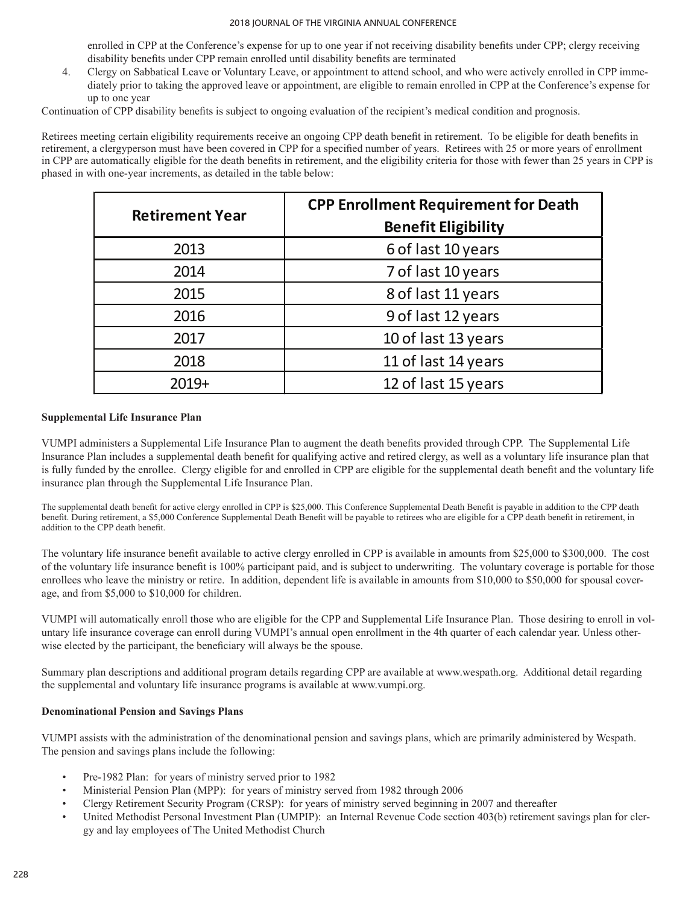enrolled in CPP at the Conference's expense for up to one year if not receiving disability benefits under CPP; clergy receiving disability benefits under CPP remain enrolled until disability benefits are terminated

4. Clergy on Sabbatical Leave or Voluntary Leave, or appointment to attend school, and who were actively enrolled in CPP immediately prior to taking the approved leave or appointment, are eligible to remain enrolled in CPP at the Conference's expense for up to one year

Continuation of CPP disability benefits is subject to ongoing evaluation of the recipient's medical condition and prognosis.

Retirees meeting certain eligibility requirements receive an ongoing CPP death benefit in retirement. To be eligible for death benefits in retirement, a clergyperson must have been covered in CPP for a specified number of years. Retirees with 25 or more years of enrollment in CPP are automatically eligible for the death benefits in retirement, and the eligibility criteria for those with fewer than 25 years in CPP is phased in with one-year increments, as detailed in the table below:

| Retirement Year | CPP Enrollment Requirement for Death Benefit Eligibility |
|---|---|
| 2013 | 6 of last 10 years |
| 2014 | 7 of last 10 years |
| 2015 | 8 of last 11 years |
| 2016 | 9 of last 12 years |
| 2017 | 10 of last 13 years |
| 2018 | 11 of last 14 years |
| 2019+ | 12 of last 15 years |

**Supplemental Life Insurance Plan**

VUMPI administers a Supplemental Life Insurance Plan to augment the death benefits provided through CPP. The Supplemental Life Insurance Plan includes a supplemental death benefit for qualifying active and retired clergy, as well as a voluntary life insurance plan that is fully funded by the enrollee. Clergy eligible for and enrolled in CPP are eligible for the supplemental death benefit and the voluntary life insurance plan through the Supplemental Life Insurance Plan.

The supplemental death benefit for active clergy enrolled in CPP is $25,000. This Conference Supplemental Death Benefit is payable in addition to the CPP death benefit. During retirement, a $5,000 Conference Supplemental Death Benefit will be payable to retirees who are eligible for a CPP death benefit in retirement, in addition to the CPP death benefit.

The voluntary life insurance benefit available to active clergy enrolled in CPP is available in amounts from $25,000 to $300,000. The cost of the voluntary life insurance benefit is 100% participant paid, and is subject to underwriting. The voluntary coverage is portable for those enrollees who leave the ministry or retire. In addition, dependent life is available in amounts from $10,000 to $50,000 for spousal coverage, and from $5,000 to $10,000 for children.

VUMPI will automatically enroll those who are eligible for the CPP and Supplemental Life Insurance Plan. Those desiring to enroll in voluntary life insurance coverage can enroll during VUMPI's annual open enrollment in the 4th quarter of each calendar year. Unless otherwise elected by the participant, the beneficiary will always be the spouse.

Summary plan descriptions and additional program details regarding CPP are available at www.wespath.org. Additional detail regarding the supplemental and voluntary life insurance programs is available at www.vumpi.org.

**Denominational Pension and Savings Plans**

VUMPI assists with the administration of the denominational pension and savings plans, which are primarily administered by Wespath. The pension and savings plans include the following:

- Pre-1982 Plan: for years of ministry served prior to 1982
- Ministerial Pension Plan (MPP): for years of ministry served from 1982 through 2006
- Clergy Retirement Security Program (CRSP): for years of ministry served beginning in 2007 and thereafter
- United Methodist Personal Investment Plan (UMPIP): an Internal Revenue Code section 403(b) retirement savings plan for clergy and lay employees of The United Methodist Church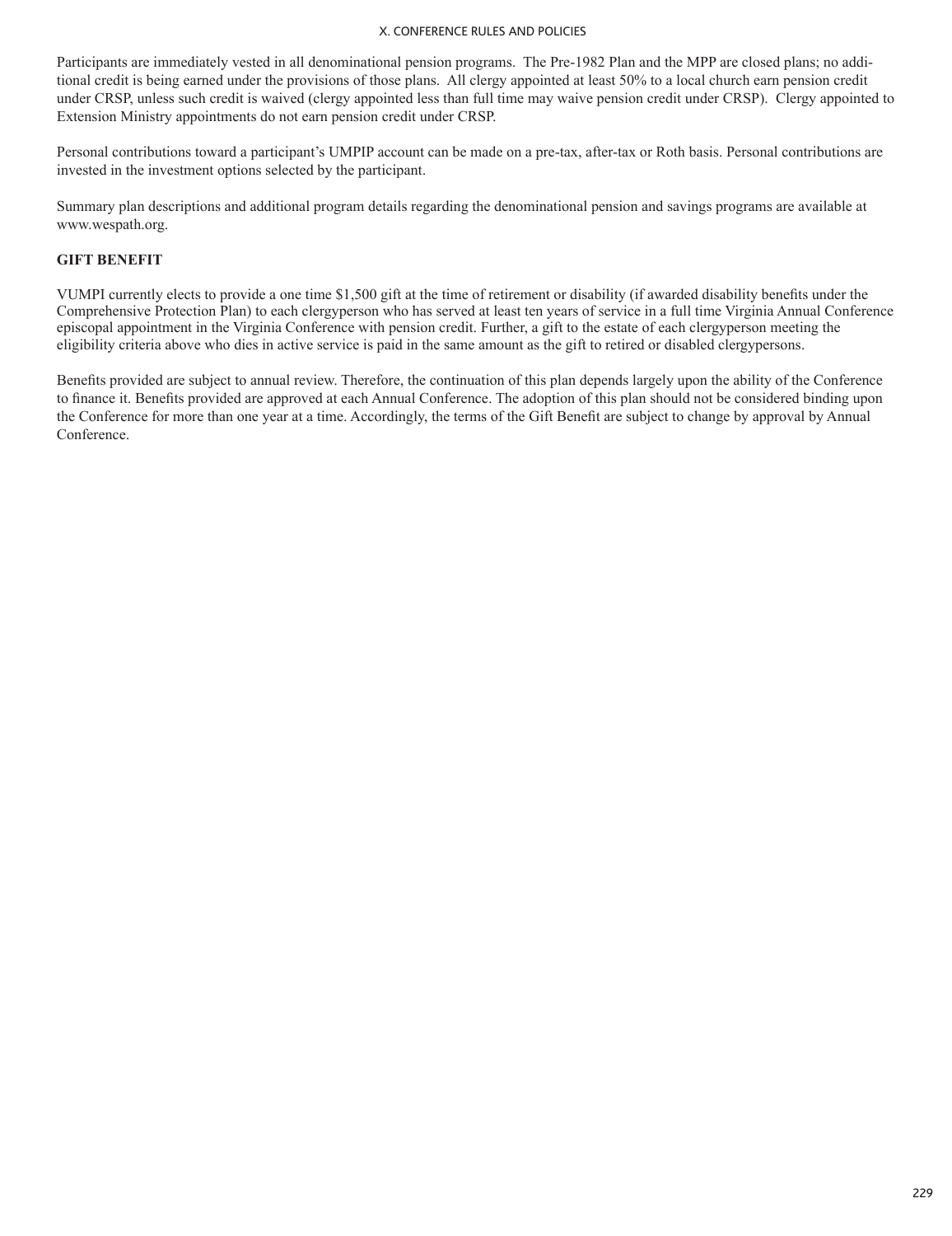Participants are immediately vested in all denominational pension programs. The Pre-1982 Plan and the MPP are closed plans; no additional credit is being earned under the provisions of those plans. All clergy appointed at least 50% to a local church earn pension credit under CRSP, unless such credit is waived (clergy appointed less than full time may waive pension credit under CRSP). Clergy appointed to Extension Ministry appointments do not earn pension credit under CRSP.

Personal contributions toward a participant's UMPIP account can be made on a pre-tax, after-tax or Roth basis. Personal contributions are invested in the investment options selected by the participant.

Summary plan descriptions and additional program details regarding the denominational pension and savings programs are available at www.wespath.org.

**GIFT BENEFIT**

VUMPI currently elects to provide a one time $1,500 gift at the time of retirement or disability (if awarded disability benefits under the Comprehensive Protection Plan) to each clergyperson who has served at least ten years of service in a full time Virginia Annual Conference episcopal appointment in the Virginia Conference with pension credit. Further, a gift to the estate of each clergyperson meeting the eligibility criteria above who dies in active service is paid in the same amount as the gift to retired or disabled clergypersons.

Benefits provided are subject to annual review. Therefore, the continuation of this plan depends largely upon the ability of the Conference to finance it. Benefits provided are approved at each Annual Conference. The adoption of this plan should not be considered binding upon the Conference for more than one year at a time. Accordingly, the terms of the Gift Benefit are subject to change by approval by Annual Conference.